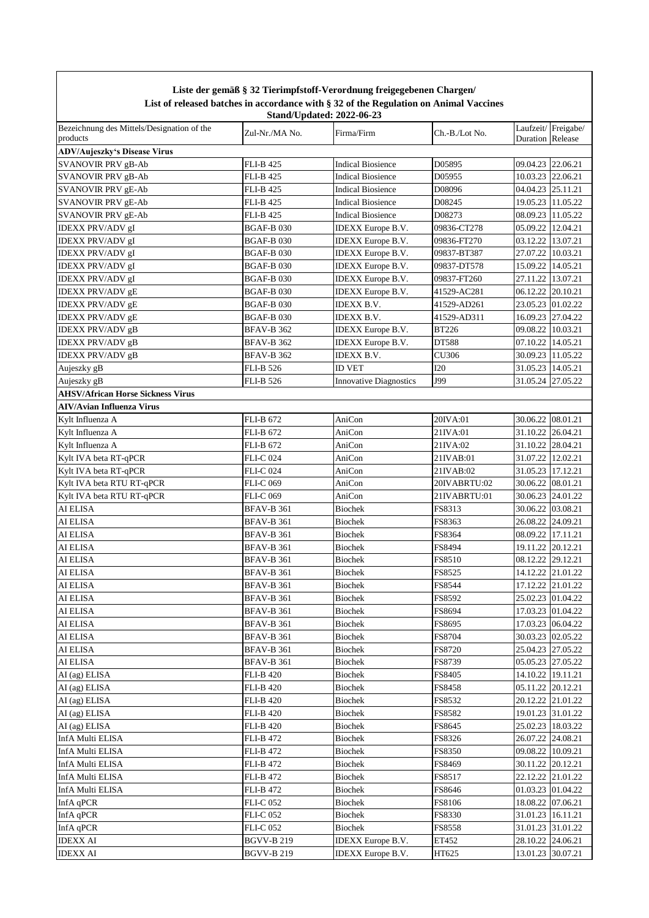**Liste der gemäß § 32 Tierimpfstoff-Verordnung freigegebenen Chargen/**
**List of released batches in accordance with § 32 of the Regulation on Animal Vaccines**
**Stand/Updated: 2022-06-23**

| Bezeichnung des Mittels/Designation of the products | Zul-Nr./MA No. | Firma/Firm | Ch.-B./Lot No. | Laufzeit/ Duration | Freigabe/ Release |
|---|---|---|---|---|---|
| **ADV/Aujeszky's Disease Virus** | | | | | |
| SVANOVIR PRV gB-Ab | FLI-B 425 | Indical Biosience | D05895 | 09.04.23 | 22.06.21 |
| SVANOVIR PRV gB-Ab | FLI-B 425 | Indical Biosience | D05955 | 10.03.23 | 22.06.21 |
| SVANOVIR PRV gE-Ab | FLI-B 425 | Indical Biosience | D08096 | 04.04.23 | 25.11.21 |
| SVANOVIR PRV gE-Ab | FLI-B 425 | Indical Biosience | D08245 | 19.05.23 | 11.05.22 |
| SVANOVIR PRV gE-Ab | FLI-B 425 | Indical Biosience | D08273 | 08.09.23 | 11.05.22 |
| IDEXX PRV/ADV gI | BGAF-B 030 | IDEXX Europe B.V. | 09836-CT278 | 05.09.22 | 12.04.21 |
| IDEXX PRV/ADV gI | BGAF-B 030 | IDEXX Europe B.V. | 09836-FT270 | 03.12.22 | 13.07.21 |
| IDEXX PRV/ADV gI | BGAF-B 030 | IDEXX Europe B.V. | 09837-BT387 | 27.07.22 | 10.03.21 |
| IDEXX PRV/ADV gI | BGAF-B 030 | IDEXX Europe B.V. | 09837-DT578 | 15.09.22 | 14.05.21 |
| IDEXX PRV/ADV gI | BGAF-B 030 | IDEXX Europe B.V. | 09837-FT260 | 27.11.22 | 13.07.21 |
| IDEXX PRV/ADV gE | BGAF-B 030 | IDEXX Europe B.V. | 41529-AC281 | 06.12.22 | 20.10.21 |
| IDEXX PRV/ADV gE | BGAF-B 030 | IDEXX B.V. | 41529-AD261 | 23.05.23 | 01.02.22 |
| IDEXX PRV/ADV gE | BGAF-B 030 | IDEXX B.V. | 41529-AD311 | 16.09.23 | 27.04.22 |
| IDEXX PRV/ADV gB | BFAV-B 362 | IDEXX Europe B.V. | BT226 | 09.08.22 | 10.03.21 |
| IDEXX PRV/ADV gB | BFAV-B 362 | IDEXX Europe B.V. | DT588 | 07.10.22 | 14.05.21 |
| IDEXX PRV/ADV gB | BFAV-B 362 | IDEXX B.V. | CU306 | 30.09.23 | 11.05.22 |
| Aujeszky gB | FLI-B 526 | ID VET | I20 | 31.05.23 | 14.05.21 |
| Aujeszky gB | FLI-B 526 | Innovative Diagnostics | J99 | 31.05.24 | 27.05.22 |
| **AHSV/African Horse Sickness Virus** | | | | | |
| **AIV/Avian Influenza Virus** | | | | | |
| Kylt Influenza A | FLI-B 672 | AniCon | 20IVA:01 | 30.06.22 | 08.01.21 |
| Kylt Influenza A | FLI-B 672 | AniCon | 21IVA:01 | 31.10.22 | 26.04.21 |
| Kylt Influenza A | FLI-B 672 | AniCon | 21IVA:02 | 31.10.22 | 28.04.21 |
| Kylt IVA beta RT-qPCR | FLI-C 024 | AniCon | 21IVAB:01 | 31.07.22 | 12.02.21 |
| Kylt IVA beta RT-qPCR | FLI-C 024 | AniCon | 21IVAB:02 | 31.05.23 | 17.12.21 |
| Kylt IVA beta RTU RT-qPCR | FLI-C 069 | AniCon | 20IVABRTU:02 | 30.06.22 | 08.01.21 |
| Kylt IVA beta RTU RT-qPCR | FLI-C 069 | AniCon | 21IVABRTU:01 | 30.06.23 | 24.01.22 |
| AI ELISA | BFAV-B 361 | Biochek | FS8313 | 30.06.22 | 03.08.21 |
| AI ELISA | BFAV-B 361 | Biochek | FS8363 | 26.08.22 | 24.09.21 |
| AI ELISA | BFAV-B 361 | Biochek | FS8364 | 08.09.22 | 17.11.21 |
| AI ELISA | BFAV-B 361 | Biochek | FS8494 | 19.11.22 | 20.12.21 |
| AI ELISA | BFAV-B 361 | Biochek | FS8510 | 08.12.22 | 29.12.21 |
| AI ELISA | BFAV-B 361 | Biochek | FS8525 | 14.12.22 | 21.01.22 |
| AI ELISA | BFAV-B 361 | Biochek | FS8544 | 17.12.22 | 21.01.22 |
| AI ELISA | BFAV-B 361 | Biochek | FS8592 | 25.02.23 | 01.04.22 |
| AI ELISA | BFAV-B 361 | Biochek | FS8694 | 17.03.23 | 01.04.22 |
| AI ELISA | BFAV-B 361 | Biochek | FS8695 | 17.03.23 | 06.04.22 |
| AI ELISA | BFAV-B 361 | Biochek | FS8704 | 30.03.23 | 02.05.22 |
| AI ELISA | BFAV-B 361 | Biochek | FS8720 | 25.04.23 | 27.05.22 |
| AI ELISA | BFAV-B 361 | Biochek | FS8739 | 05.05.23 | 27.05.22 |
| AI (ag) ELISA | FLI-B 420 | Biochek | FS8405 | 14.10.22 | 19.11.21 |
| AI (ag) ELISA | FLI-B 420 | Biochek | FS8458 | 05.11.22 | 20.12.21 |
| AI (ag) ELISA | FLI-B 420 | Biochek | FS8532 | 20.12.22 | 21.01.22 |
| AI (ag) ELISA | FLI-B 420 | Biochek | FS8582 | 19.01.23 | 31.01.22 |
| AI (ag) ELISA | FLI-B 420 | Biochek | FS8645 | 25.02.23 | 18.03.22 |
| InfA Multi ELISA | FLI-B 472 | Biochek | FS8326 | 26.07.22 | 24.08.21 |
| InfA Multi ELISA | FLI-B 472 | Biochek | FS8350 | 09.08.22 | 10.09.21 |
| InfA Multi ELISA | FLI-B 472 | Biochek | FS8469 | 30.11.22 | 20.12.21 |
| InfA Multi ELISA | FLI-B 472 | Biochek | FS8517 | 22.12.22 | 21.01.22 |
| InfA Multi ELISA | FLI-B 472 | Biochek | FS8646 | 01.03.23 | 01.04.22 |
| InfA qPCR | FLI-C 052 | Biochek | FS8106 | 18.08.22 | 07.06.21 |
| InfA qPCR | FLI-C 052 | Biochek | FS8330 | 31.01.23 | 16.11.21 |
| InfA qPCR | FLI-C 052 | Biochek | FS8558 | 31.01.23 | 31.01.22 |
| IDEXX AI | BGVV-B 219 | IDEXX Europe B.V. | ET452 | 28.10.22 | 24.06.21 |
| IDEXX AI | BGVV-B 219 | IDEXX Europe B.V. | HT625 | 13.01.23 | 30.07.21 |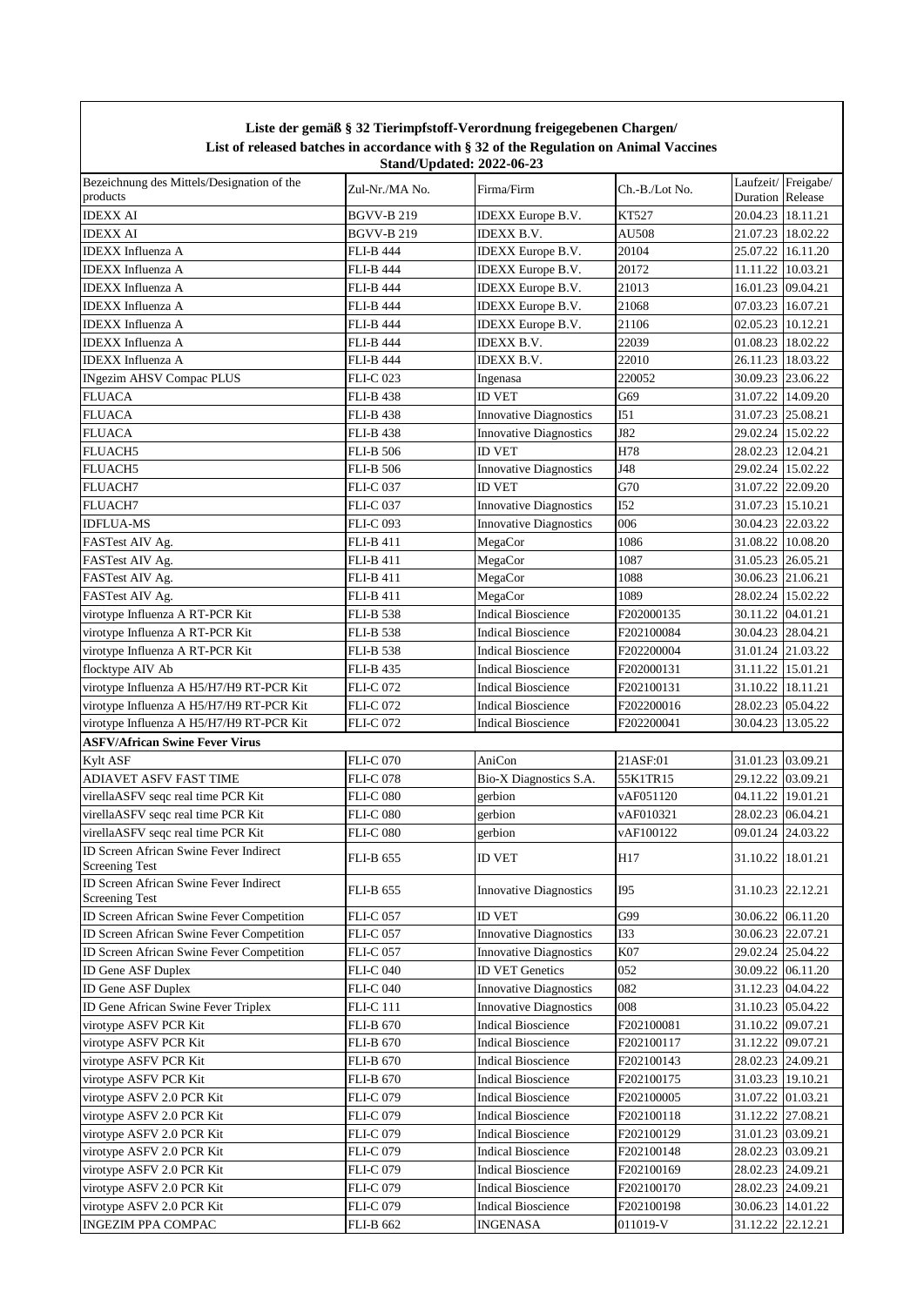**Liste der gemäß § 32 Tierimpfstoff-Verordnung freigegebenen Chargen/**
**List of released batches in accordance with § 32 of the Regulation on Animal Vaccines**
**Stand/Updated: 2022-06-23**

| Bezeichnung des Mittels/Designation of the products | Zul-Nr./MA No. | Firma/Firm | Ch.-B./Lot No. | Laufzeit/ Duration | Freigabe/ Release |
|---|---|---|---|---|---|
| IDEXX AI | BGVV-B 219 | IDEXX Europe B.V. | KT527 | 20.04.23 | 18.11.21 |
| IDEXX AI | BGVV-B 219 | IDEXX B.V. | AU508 | 21.07.23 | 18.02.22 |
| IDEXX Influenza A | FLI-B 444 | IDEXX Europe B.V. | 20104 | 25.07.22 | 16.11.20 |
| IDEXX Influenza A | FLI-B 444 | IDEXX Europe B.V. | 20172 | 11.11.22 | 10.03.21 |
| IDEXX Influenza A | FLI-B 444 | IDEXX Europe B.V. | 21013 | 16.01.23 | 09.04.21 |
| IDEXX Influenza A | FLI-B 444 | IDEXX Europe B.V. | 21068 | 07.03.23 | 16.07.21 |
| IDEXX Influenza A | FLI-B 444 | IDEXX Europe B.V. | 21106 | 02.05.23 | 10.12.21 |
| IDEXX Influenza A | FLI-B 444 | IDEXX B.V. | 22039 | 01.08.23 | 18.02.22 |
| IDEXX Influenza A | FLI-B 444 | IDEXX B.V. | 22010 | 26.11.23 | 18.03.22 |
| INgezim AHSV Compac PLUS | FLI-C 023 | Ingenasa | 220052 | 30.09.23 | 23.06.22 |
| FLUACA | FLI-B 438 | ID VET | G69 | 31.07.22 | 14.09.20 |
| FLUACA | FLI-B 438 | Innovative Diagnostics | I51 | 31.07.23 | 25.08.21 |
| FLUACA | FLI-B 438 | Innovative Diagnostics | J82 | 29.02.24 | 15.02.22 |
| FLUACH5 | FLI-B 506 | ID VET | H78 | 28.02.23 | 12.04.21 |
| FLUACH5 | FLI-B 506 | Innovative Diagnostics | J48 | 29.02.24 | 15.02.22 |
| FLUACH7 | FLI-C 037 | ID VET | G70 | 31.07.22 | 22.09.20 |
| FLUACH7 | FLI-C 037 | Innovative Diagnostics | I52 | 31.07.23 | 15.10.21 |
| IDFLUA-MS | FLI-C 093 | Innovative Diagnostics | 006 | 30.04.23 | 22.03.22 |
| FASTest AIV Ag. | FLI-B 411 | MegaCor | 1086 | 31.08.22 | 10.08.20 |
| FASTest AIV Ag. | FLI-B 411 | MegaCor | 1087 | 31.05.23 | 26.05.21 |
| FASTest AIV Ag. | FLI-B 411 | MegaCor | 1088 | 30.06.23 | 21.06.21 |
| FASTest AIV Ag. | FLI-B 411 | MegaCor | 1089 | 28.02.24 | 15.02.22 |
| virotype Influenza A RT-PCR Kit | FLI-B 538 | Indical Bioscience | F202000135 | 30.11.22 | 04.01.21 |
| virotype Influenza A RT-PCR Kit | FLI-B 538 | Indical Bioscience | F202100084 | 30.04.23 | 28.04.21 |
| virotype Influenza A RT-PCR Kit | FLI-B 538 | Indical Bioscience | F202200004 | 31.01.24 | 21.03.22 |
| flocktype AIV Ab | FLI-B 435 | Indical Bioscience | F202000131 | 31.11.22 | 15.01.21 |
| virotype Influenza A H5/H7/H9 RT-PCR Kit | FLI-C 072 | Indical Bioscience | F202100131 | 31.10.22 | 18.11.21 |
| virotype Influenza A H5/H7/H9 RT-PCR Kit | FLI-C 072 | Indical Bioscience | F202200016 | 28.02.23 | 05.04.22 |
| virotype Influenza A H5/H7/H9 RT-PCR Kit | FLI-C 072 | Indical Bioscience | F202200041 | 30.04.23 | 13.05.22 |
| **ASFV/African Swine Fever Virus** | | | | | |
| Kylt ASF | FLI-C 070 | AniCon | 21ASF:01 | 31.01.23 | 03.09.21 |
| ADIAVET ASFV FAST TIME | FLI-C 078 | Bio-X Diagnostics S.A. | 55K1TR15 | 29.12.22 | 03.09.21 |
| virellaASFV seqc real time PCR Kit | FLI-C 080 | gerbion | vAF051120 | 04.11.22 | 19.01.21 |
| virellaASFV seqc real time PCR Kit | FLI-C 080 | gerbion | vAF010321 | 28.02.23 | 06.04.21 |
| virellaASFV seqc real time PCR Kit | FLI-C 080 | gerbion | vAF100122 | 09.01.24 | 24.03.22 |
| ID Screen African Swine Fever Indirect Screening Test | FLI-B 655 | ID VET | H17 | 31.10.22 | 18.01.21 |
| ID Screen African Swine Fever Indirect Screening Test | FLI-B 655 | Innovative Diagnostics | I95 | 31.10.23 | 22.12.21 |
| ID Screen African Swine Fever Competition | FLI-C 057 | ID VET | G99 | 30.06.22 | 06.11.20 |
| ID Screen African Swine Fever Competition | FLI-C 057 | Innovative Diagnostics | I33 | 30.06.23 | 22.07.21 |
| ID Screen African Swine Fever Competition | FLI-C 057 | Innovative Diagnostics | K07 | 29.02.24 | 25.04.22 |
| ID Gene ASF Duplex | FLI-C 040 | ID VET Genetics | 052 | 30.09.22 | 06.11.20 |
| ID Gene ASF Duplex | FLI-C 040 | Innovative Diagnostics | 082 | 31.12.23 | 04.04.22 |
| ID Gene African Swine Fever Triplex | FLI-C 111 | Innovative Diagnostics | 008 | 31.10.23 | 05.04.22 |
| virotype ASFV PCR Kit | FLI-B 670 | Indical Bioscience | F202100081 | 31.10.22 | 09.07.21 |
| virotype ASFV PCR Kit | FLI-B 670 | Indical Bioscience | F202100117 | 31.12.22 | 09.07.21 |
| virotype ASFV PCR Kit | FLI-B 670 | Indical Bioscience | F202100143 | 28.02.23 | 24.09.21 |
| virotype ASFV PCR Kit | FLI-B 670 | Indical Bioscience | F202100175 | 31.03.23 | 19.10.21 |
| virotype ASFV 2.0 PCR Kit | FLI-C 079 | Indical Bioscience | F202100005 | 31.07.22 | 01.03.21 |
| virotype ASFV 2.0 PCR Kit | FLI-C 079 | Indical Bioscience | F202100118 | 31.12.22 | 27.08.21 |
| virotype ASFV 2.0 PCR Kit | FLI-C 079 | Indical Bioscience | F202100129 | 31.01.23 | 03.09.21 |
| virotype ASFV 2.0 PCR Kit | FLI-C 079 | Indical Bioscience | F202100148 | 28.02.23 | 03.09.21 |
| virotype ASFV 2.0 PCR Kit | FLI-C 079 | Indical Bioscience | F202100169 | 28.02.23 | 24.09.21 |
| virotype ASFV 2.0 PCR Kit | FLI-C 079 | Indical Bioscience | F202100170 | 28.02.23 | 24.09.21 |
| virotype ASFV 2.0 PCR Kit | FLI-C 079 | Indical Bioscience | F202100198 | 30.06.23 | 14.01.22 |
| INGEZIM PPA COMPAC | FLI-B 662 | INGENASA | 011019-V | 31.12.22 | 22.12.21 |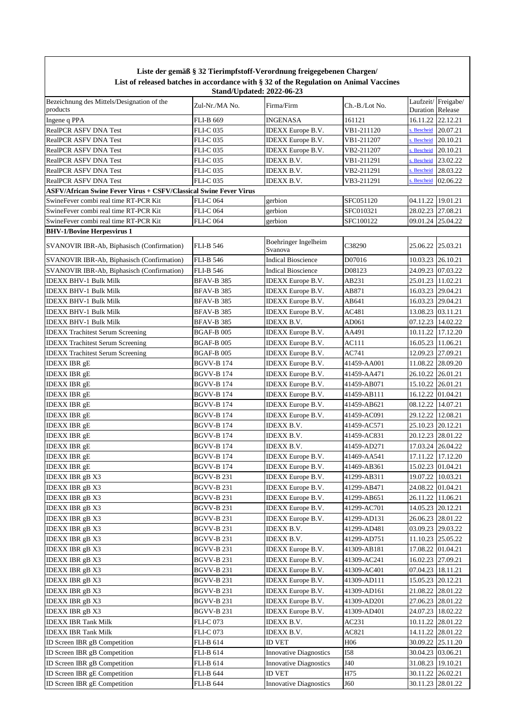## Liste der gemäß § 32 Tierimpfstoff-Verordnung freigegebenen Chargen/
## List of released batches in accordance with § 32 of the Regulation on Animal Vaccines

**Stand/Updated: 2022-06-23**

| Bezeichnung des Mittels/Designation of the products | Zul-Nr./MA No. | Firma/Firm | Ch.-B./Lot No. | Laufzeit/ Duration | Freigabe/ Release |
|---|---|---|---|---|---|
| Ingene q PPA | FLI-B 669 | INGENASA | 161121 | 16.11.22 | 22.12.21 |
| RealPCR ASFV DNA Test | FLI-C 035 | IDEXX Europe B.V. | VB1-211120 | s. Bescheid | 20.07.21 |
| RealPCR ASFV DNA Test | FLI-C 035 | IDEXX Europe B.V. | VB1-211207 | s. Bescheid | 20.10.21 |
| RealPCR ASFV DNA Test | FLI-C 035 | IDEXX Europe B.V. | VB2-211207 | s. Bescheid | 20.10.21 |
| RealPCR ASFV DNA Test | FLI-C 035 | IDEXX B.V. | VB1-211291 | s. Bescheid | 23.02.22 |
| RealPCR ASFV DNA Test | FLI-C 035 | IDEXX B.V. | VB2-211291 | s. Bescheid | 28.03.22 |
| RealPCR ASFV DNA Test | FLI-C 035 | IDEXX B.V. | VB3-211291 | s. Bescheid | 02.06.22 |
| **ASFV/African Swine Fever Virus + CSFV/Classical Swine Fever Virus** | | | | | |
| SwineFever combi real time RT-PCR Kit | FLI-C 064 | gerbion | SFC051120 | 04.11.22 | 19.01.21 |
| SwineFever combi real time RT-PCR Kit | FLI-C 064 | gerbion | SFC010321 | 28.02.23 | 27.08.21 |
| SwineFever combi real time RT-PCR Kit | FLI-C 064 | gerbion | SFC100122 | 09.01.24 | 25.04.22 |
| **BHV-1/Bovine Herpesvirus 1** | | | | | |
| SVANOVIR IBR-Ab, Biphasisch (Confirmation) | FLI-B 546 | Boehringer Ingelheim Svanova | C38290 | 25.06.22 | 25.03.21 |
| SVANOVIR IBR-Ab, Biphasisch (Confirmation) | FLI-B 546 | Indical Bioscience | D07016 | 10.03.23 | 26.10.21 |
| SVANOVIR IBR-Ab, Biphasisch (Confirmation) | FLI-B 546 | Indical Bioscience | D08123 | 24.09.23 | 07.03.22 |
| IDEXX BHV-1 Bulk Milk | BFAV-B 385 | IDEXX Europe B.V. | AB231 | 25.01.23 | 11.02.21 |
| IDEXX BHV-1 Bulk Milk | BFAV-B 385 | IDEXX Europe B.V. | AB871 | 16.03.23 | 29.04.21 |
| IDEXX BHV-1 Bulk Milk | BFAV-B 385 | IDEXX Europe B.V. | AB641 | 16.03.23 | 29.04.21 |
| IDEXX BHV-1 Bulk Milk | BFAV-B 385 | IDEXX Europe B.V. | AC481 | 13.08.23 | 03.11.21 |
| IDEXX BHV-1 Bulk Milk | BFAV-B 385 | IDEXX B.V. | AD061 | 07.12.23 | 14.02.22 |
| IDEXX Trachitest Serum Screening | BGAF-B 005 | IDEXX Europe B.V. | AA491 | 10.11.22 | 17.12.20 |
| IDEXX Trachitest Serum Screening | BGAF-B 005 | IDEXX Europe B.V. | AC111 | 16.05.23 | 11.06.21 |
| IDEXX Trachitest Serum Screening | BGAF-B 005 | IDEXX Europe B.V. | AC741 | 12.09.23 | 27.09.21 |
| IDEXX IBR gE | BGVV-B 174 | IDEXX Europe B.V. | 41459-AA001 | 11.08.22 | 28.09.20 |
| IDEXX IBR gE | BGVV-B 174 | IDEXX Europe B.V. | 41459-AA471 | 26.10.22 | 26.01.21 |
| IDEXX IBR gE | BGVV-B 174 | IDEXX Europe B.V. | 41459-AB071 | 15.10.22 | 26.01.21 |
| IDEXX IBR gE | BGVV-B 174 | IDEXX Europe B.V. | 41459-AB111 | 16.12.22 | 01.04.21 |
| IDEXX IBR gE | BGVV-B 174 | IDEXX Europe B.V. | 41459-AB621 | 08.12.22 | 14.07.21 |
| IDEXX IBR gE | BGVV-B 174 | IDEXX Europe B.V. | 41459-AC091 | 29.12.22 | 12.08.21 |
| IDEXX IBR gE | BGVV-B 174 | IDEXX B.V. | 41459-AC571 | 25.10.23 | 20.12.21 |
| IDEXX IBR gE | BGVV-B 174 | IDEXX B.V. | 41459-AC831 | 20.12.23 | 28.01.22 |
| IDEXX IBR gE | BGVV-B 174 | IDEXX B.V. | 41459-AD271 | 17.03.24 | 26.04.22 |
| IDEXX IBR gE | BGVV-B 174 | IDEXX Europe B.V. | 41469-AA541 | 17.11.22 | 17.12.20 |
| IDEXX IBR gE | BGVV-B 174 | IDEXX Europe B.V. | 41469-AB361 | 15.02.23 | 01.04.21 |
| IDEXX IBR gB X3 | BGVV-B 231 | IDEXX Europe B.V. | 41299-AB311 | 19.07.22 | 10.03.21 |
| IDEXX IBR gB X3 | BGVV-B 231 | IDEXX Europe B.V. | 41299-AB471 | 24.08.22 | 01.04.21 |
| IDEXX IBR gB X3 | BGVV-B 231 | IDEXX Europe B.V. | 41299-AB651 | 26.11.22 | 11.06.21 |
| IDEXX IBR gB X3 | BGVV-B 231 | IDEXX Europe B.V. | 41299-AC701 | 14.05.23 | 20.12.21 |
| IDEXX IBR gB X3 | BGVV-B 231 | IDEXX Europe B.V. | 41299-AD131 | 26.06.23 | 28.01.22 |
| IDEXX IBR gB X3 | BGVV-B 231 | IDEXX B.V. | 41299-AD481 | 03.09.23 | 29.03.22 |
| IDEXX IBR gB X3 | BGVV-B 231 | IDEXX B.V. | 41299-AD751 | 11.10.23 | 25.05.22 |
| IDEXX IBR gB X3 | BGVV-B 231 | IDEXX Europe B.V. | 41309-AB181 | 17.08.22 | 01.04.21 |
| IDEXX IBR gB X3 | BGVV-B 231 | IDEXX Europe B.V. | 41309-AC241 | 16.02.23 | 27.09.21 |
| IDEXX IBR gB X3 | BGVV-B 231 | IDEXX Europe B.V. | 41309-AC401 | 07.04.23 | 18.11.21 |
| IDEXX IBR gB X3 | BGVV-B 231 | IDEXX Europe B.V. | 41309-AD111 | 15.05.23 | 20.12.21 |
| IDEXX IBR gB X3 | BGVV-B 231 | IDEXX Europe B.V. | 41309-AD161 | 21.08.22 | 28.01.22 |
| IDEXX IBR gB X3 | BGVV-B 231 | IDEXX Europe B.V. | 41309-AD201 | 27.06.23 | 28.01.22 |
| IDEXX IBR gB X3 | BGVV-B 231 | IDEXX Europe B.V. | 41309-AD401 | 24.07.23 | 18.02.22 |
| IDEXX IBR Tank Milk | FLI-C 073 | IDEXX B.V. | AC231 | 10.11.22 | 28.01.22 |
| IDEXX IBR Tank Milk | FLI-C 073 | IDEXX B.V. | AC821 | 14.11.22 | 28.01.22 |
| ID Screen IBR gB Competition | FLI-B 614 | ID VET | H06 | 30.09.22 | 25.11.20 |
| ID Screen IBR gB Competition | FLI-B 614 | Innovative Diagnostics | I58 | 30.04.23 | 03.06.21 |
| ID Screen IBR gB Competition | FLI-B 614 | Innovative Diagnostics | J40 | 31.08.23 | 19.10.21 |
| ID Screen IBR gE Competition | FLI-B 644 | ID VET | H75 | 30.11.22 | 26.02.21 |
| ID Screen IBR gE Competition | FLI-B 644 | Innovative Diagnostics | J60 | 30.11.23 | 28.01.22 |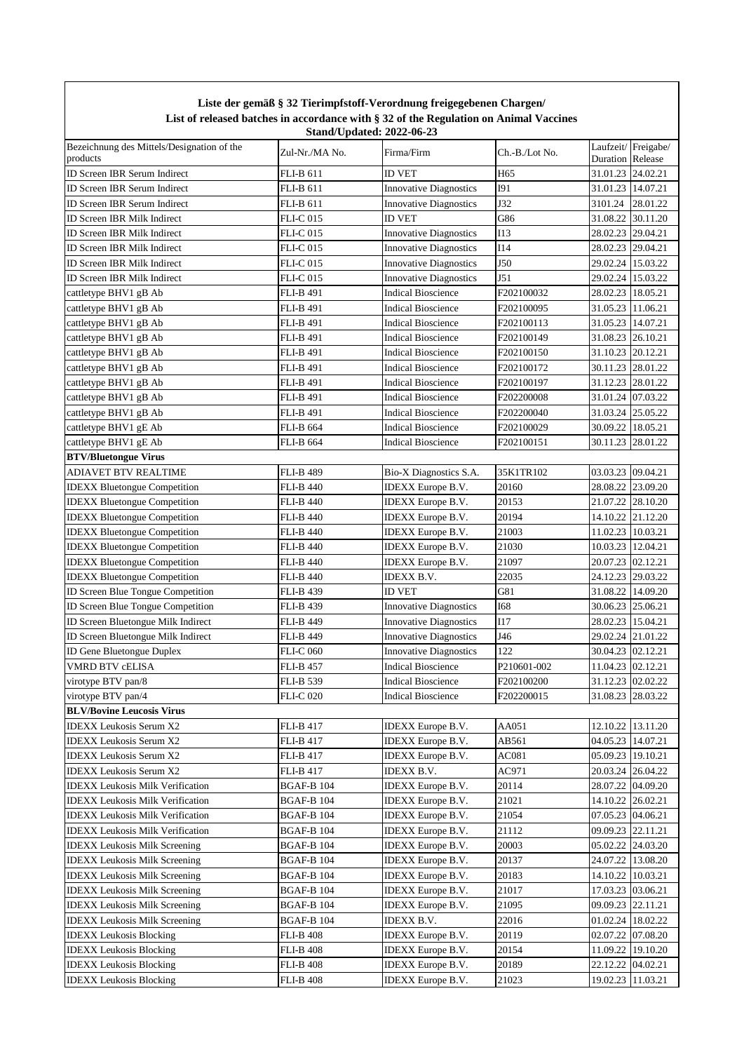**Liste der gemäß § 32 Tierimpfstoff-Verordnung freigegebenen Chargen/**
**List of released batches in accordance with § 32 of the Regulation on Animal Vaccines**
**Stand/Updated: 2022-06-23**

| Bezeichnung des Mittels/Designation of the products | Zul-Nr./MA No. | Firma/Firm | Ch.-B./Lot No. | Laufzeit/ Duration | Freigabe/ Release |
|---|---|---|---|---|---|
| ID Screen IBR Serum Indirect | FLI-B 611 | ID VET | H65 | 31.01.23 | 24.02.21 |
| ID Screen IBR Serum Indirect | FLI-B 611 | Innovative Diagnostics | I91 | 31.01.23 | 14.07.21 |
| ID Screen IBR Serum Indirect | FLI-B 611 | Innovative Diagnostics | J32 | 3101.24 | 28.01.22 |
| ID Screen IBR Milk Indirect | FLI-C 015 | ID VET | G86 | 31.08.22 | 30.11.20 |
| ID Screen IBR Milk Indirect | FLI-C 015 | Innovative Diagnostics | I13 | 28.02.23 | 29.04.21 |
| ID Screen IBR Milk Indirect | FLI-C 015 | Innovative Diagnostics | I14 | 28.02.23 | 29.04.21 |
| ID Screen IBR Milk Indirect | FLI-C 015 | Innovative Diagnostics | J50 | 29.02.24 | 15.03.22 |
| ID Screen IBR Milk Indirect | FLI-C 015 | Innovative Diagnostics | J51 | 29.02.24 | 15.03.22 |
| cattletype BHV1 gB Ab | FLI-B 491 | Indical Bioscience | F202100032 | 28.02.23 | 18.05.21 |
| cattletype BHV1 gB Ab | FLI-B 491 | Indical Bioscience | F202100095 | 31.05.23 | 11.06.21 |
| cattletype BHV1 gB Ab | FLI-B 491 | Indical Bioscience | F202100113 | 31.05.23 | 14.07.21 |
| cattletype BHV1 gB Ab | FLI-B 491 | Indical Bioscience | F202100149 | 31.08.23 | 26.10.21 |
| cattletype BHV1 gB Ab | FLI-B 491 | Indical Bioscience | F202100150 | 31.10.23 | 20.12.21 |
| cattletype BHV1 gB Ab | FLI-B 491 | Indical Bioscience | F202100172 | 30.11.23 | 28.01.22 |
| cattletype BHV1 gB Ab | FLI-B 491 | Indical Bioscience | F202100197 | 31.12.23 | 28.01.22 |
| cattletype BHV1 gB Ab | FLI-B 491 | Indical Bioscience | F202200008 | 31.01.24 | 07.03.22 |
| cattletype BHV1 gB Ab | FLI-B 491 | Indical Bioscience | F202200040 | 31.03.24 | 25.05.22 |
| cattletype BHV1 gE Ab | FLI-B 664 | Indical Bioscience | F202100029 | 30.09.22 | 18.05.21 |
| cattletype BHV1 gE Ab | FLI-B 664 | Indical Bioscience | F202100151 | 30.11.23 | 28.01.22 |
| **BTV/Bluetongue Virus** | | | | | |
| ADIAVET BTV REALTIME | FLI-B 489 | Bio-X Diagnostics S.A. | 35K1TR102 | 03.03.23 | 09.04.21 |
| IDEXX Bluetongue Competition | FLI-B 440 | IDEXX Europe B.V. | 20160 | 28.08.22 | 23.09.20 |
| IDEXX Bluetongue Competition | FLI-B 440 | IDEXX Europe B.V. | 20153 | 21.07.22 | 28.10.20 |
| IDEXX Bluetongue Competition | FLI-B 440 | IDEXX Europe B.V. | 20194 | 14.10.22 | 21.12.20 |
| IDEXX Bluetongue Competition | FLI-B 440 | IDEXX Europe B.V. | 21003 | 11.02.23 | 10.03.21 |
| IDEXX Bluetongue Competition | FLI-B 440 | IDEXX Europe B.V. | 21030 | 10.03.23 | 12.04.21 |
| IDEXX Bluetongue Competition | FLI-B 440 | IDEXX Europe B.V. | 21097 | 20.07.23 | 02.12.21 |
| IDEXX Bluetongue Competition | FLI-B 440 | IDEXX B.V. | 22035 | 24.12.23 | 29.03.22 |
| ID Screen Blue Tongue Competition | FLI-B 439 | ID VET | G81 | 31.08.22 | 14.09.20 |
| ID Screen Blue Tongue Competition | FLI-B 439 | Innovative Diagnostics | I68 | 30.06.23 | 25.06.21 |
| ID Screen Bluetongue Milk Indirect | FLI-B 449 | Innovative Diagnostics | I17 | 28.02.23 | 15.04.21 |
| ID Screen Bluetongue Milk Indirect | FLI-B 449 | Innovative Diagnostics | J46 | 29.02.24 | 21.01.22 |
| ID Gene Bluetongue Duplex | FLI-C 060 | Innovative Diagnostics | 122 | 30.04.23 | 02.12.21 |
| VMRD BTV cELISA | FLI-B 457 | Indical Bioscience | P210601-002 | 11.04.23 | 02.12.21 |
| virotype BTV pan/8 | FLI-B 539 | Indical Bioscience | F202100200 | 31.12.23 | 02.02.22 |
| virotype BTV pan/4 | FLI-C 020 | Indical Bioscience | F202200015 | 31.08.23 | 28.03.22 |
| **BLV/Bovine Leucosis Virus** | | | | | |
| IDEXX Leukosis Serum X2 | FLI-B 417 | IDEXX Europe B.V. | AA051 | 12.10.22 | 13.11.20 |
| IDEXX Leukosis Serum X2 | FLI-B 417 | IDEXX Europe B.V. | AB561 | 04.05.23 | 14.07.21 |
| IDEXX Leukosis Serum X2 | FLI-B 417 | IDEXX Europe B.V. | AC081 | 05.09.23 | 19.10.21 |
| IDEXX Leukosis Serum X2 | FLI-B 417 | IDEXX B.V. | AC971 | 20.03.24 | 26.04.22 |
| IDEXX Leukosis Milk Verification | BGAF-B 104 | IDEXX Europe B.V. | 20114 | 28.07.22 | 04.09.20 |
| IDEXX Leukosis Milk Verification | BGAF-B 104 | IDEXX Europe B.V. | 21021 | 14.10.22 | 26.02.21 |
| IDEXX Leukosis Milk Verification | BGAF-B 104 | IDEXX Europe B.V. | 21054 | 07.05.23 | 04.06.21 |
| IDEXX Leukosis Milk Verification | BGAF-B 104 | IDEXX Europe B.V. | 21112 | 09.09.23 | 22.11.21 |
| IDEXX Leukosis Milk Screening | BGAF-B 104 | IDEXX Europe B.V. | 20003 | 05.02.22 | 24.03.20 |
| IDEXX Leukosis Milk Screening | BGAF-B 104 | IDEXX Europe B.V. | 20137 | 24.07.22 | 13.08.20 |
| IDEXX Leukosis Milk Screening | BGAF-B 104 | IDEXX Europe B.V. | 20183 | 14.10.22 | 10.03.21 |
| IDEXX Leukosis Milk Screening | BGAF-B 104 | IDEXX Europe B.V. | 21017 | 17.03.23 | 03.06.21 |
| IDEXX Leukosis Milk Screening | BGAF-B 104 | IDEXX Europe B.V. | 21095 | 09.09.23 | 22.11.21 |
| IDEXX Leukosis Milk Screening | BGAF-B 104 | IDEXX B.V. | 22016 | 01.02.24 | 18.02.22 |
| IDEXX Leukosis Blocking | FLI-B 408 | IDEXX Europe B.V. | 20119 | 02.07.22 | 07.08.20 |
| IDEXX Leukosis Blocking | FLI-B 408 | IDEXX Europe B.V. | 20154 | 11.09.22 | 19.10.20 |
| IDEXX Leukosis Blocking | FLI-B 408 | IDEXX Europe B.V. | 20189 | 22.12.22 | 04.02.21 |
| IDEXX Leukosis Blocking | FLI-B 408 | IDEXX Europe B.V. | 21023 | 19.02.23 | 11.03.21 |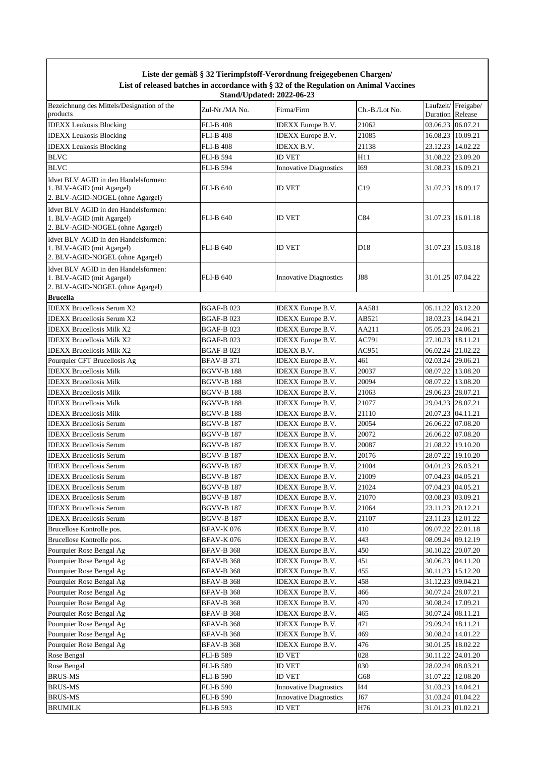**Liste der gemäß § 32 Tierimpfstoff-Verordnung freigegebenen Chargen/**
**List of released batches in accordance with § 32 of the Regulation on Animal Vaccines**
**Stand/Updated: 2022-06-23**

| Bezeichnung des Mittels/Designation of the products | Zul-Nr./MA No. | Firma/Firm | Ch.-B./Lot No. | Laufzeit/ Duration | Freigabe/ Release |
|---|---|---|---|---|---|
| IDEXX Leukosis Blocking | FLI-B 408 | IDEXX Europe B.V. | 21062 | 03.06.23 | 06.07.21 |
| IDEXX Leukosis Blocking | FLI-B 408 | IDEXX Europe B.V. | 21085 | 16.08.23 | 10.09.21 |
| IDEXX Leukosis Blocking | FLI-B 408 | IDEXX B.V. | 21138 | 23.12.23 | 14.02.22 |
| BLVC | FLI-B 594 | ID VET | H11 | 31.08.22 | 23.09.20 |
| BLVC | FLI-B 594 | Innovative Diagnostics | I69 | 31.08.23 | 16.09.21 |
| Idvet BLV AGID in den Handelsformen: 1. BLV-AGID (mit Agargel) 2. BLV-AGID-NOGEL (ohne Agargel) | FLI-B 640 | ID VET | C19 | 31.07.23 | 18.09.17 |
| Idvet BLV AGID in den Handelsformen: 1. BLV-AGID (mit Agargel) 2. BLV-AGID-NOGEL (ohne Agargel) | FLI-B 640 | ID VET | C84 | 31.07.23 | 16.01.18 |
| Idvet BLV AGID in den Handelsformen: 1. BLV-AGID (mit Agargel) 2. BLV-AGID-NOGEL (ohne Agargel) | FLI-B 640 | ID VET | D18 | 31.07.23 | 15.03.18 |
| Idvet BLV AGID in den Handelsformen: 1. BLV-AGID (mit Agargel) 2. BLV-AGID-NOGEL (ohne Agargel) | FLI-B 640 | Innovative Diagnostics | J88 | 31.01.25 | 07.04.22 |
| **Brucella** | | | | | |
| IDEXX Brucellosis Serum X2 | BGAF-B 023 | IDEXX Europe B.V. | AA581 | 05.11.22 | 03.12.20 |
| IDEXX Brucellosis Serum X2 | BGAF-B 023 | IDEXX Europe B.V. | AB521 | 18.03.23 | 14.04.21 |
| IDEXX Brucellosis Milk X2 | BGAF-B 023 | IDEXX Europe B.V. | AA211 | 05.05.23 | 24.06.21 |
| IDEXX Brucellosis Milk X2 | BGAF-B 023 | IDEXX Europe B.V. | AC791 | 27.10.23 | 18.11.21 |
| IDEXX Brucellosis Milk X2 | BGAF-B 023 | IDEXX B.V. | AC951 | 06.02.24 | 21.02.22 |
| Pourquier CFT Brucellosis Ag | BFAV-B 371 | IDEXX Europe B.V. | 461 | 02.03.24 | 29.06.21 |
| IDEXX Brucellosis Milk | BGVV-B 188 | IDEXX Europe B.V. | 20037 | 08.07.22 | 13.08.20 |
| IDEXX Brucellosis Milk | BGVV-B 188 | IDEXX Europe B.V. | 20094 | 08.07.22 | 13.08.20 |
| IDEXX Brucellosis Milk | BGVV-B 188 | IDEXX Europe B.V. | 21063 | 29.06.23 | 28.07.21 |
| IDEXX Brucellosis Milk | BGVV-B 188 | IDEXX Europe B.V. | 21077 | 29.04.23 | 28.07.21 |
| IDEXX Brucellosis Milk | BGVV-B 188 | IDEXX Europe B.V. | 21110 | 20.07.23 | 04.11.21 |
| IDEXX Brucellosis Serum | BGVV-B 187 | IDEXX Europe B.V. | 20054 | 26.06.22 | 07.08.20 |
| IDEXX Brucellosis Serum | BGVV-B 187 | IDEXX Europe B.V. | 20072 | 26.06.22 | 07.08.20 |
| IDEXX Brucellosis Serum | BGVV-B 187 | IDEXX Europe B.V. | 20087 | 21.08.22 | 19.10.20 |
| IDEXX Brucellosis Serum | BGVV-B 187 | IDEXX Europe B.V. | 20176 | 28.07.22 | 19.10.20 |
| IDEXX Brucellosis Serum | BGVV-B 187 | IDEXX Europe B.V. | 21004 | 04.01.23 | 26.03.21 |
| IDEXX Brucellosis Serum | BGVV-B 187 | IDEXX Europe B.V. | 21009 | 07.04.23 | 04.05.21 |
| IDEXX Brucellosis Serum | BGVV-B 187 | IDEXX Europe B.V. | 21024 | 07.04.23 | 04.05.21 |
| IDEXX Brucellosis Serum | BGVV-B 187 | IDEXX Europe B.V. | 21070 | 03.08.23 | 03.09.21 |
| IDEXX Brucellosis Serum | BGVV-B 187 | IDEXX Europe B.V. | 21064 | 23.11.23 | 20.12.21 |
| IDEXX Brucellosis Serum | BGVV-B 187 | IDEXX Europe B.V. | 21107 | 23.11.23 | 12.01.22 |
| Brucellose Kontrolle pos. | BFAV-K 076 | IDEXX Europe B.V. | 410 | 09.07.22 | 22.01.18 |
| Brucellose Kontrolle pos. | BFAV-K 076 | IDEXX Europe B.V. | 443 | 08.09.24 | 09.12.19 |
| Pourquier Rose Bengal Ag | BFAV-B 368 | IDEXX Europe B.V. | 450 | 30.10.22 | 20.07.20 |
| Pourquier Rose Bengal Ag | BFAV-B 368 | IDEXX Europe B.V. | 451 | 30.06.23 | 04.11.20 |
| Pourquier Rose Bengal Ag | BFAV-B 368 | IDEXX Europe B.V. | 455 | 30.11.23 | 15.12.20 |
| Pourquier Rose Bengal Ag | BFAV-B 368 | IDEXX Europe B.V. | 458 | 31.12.23 | 09.04.21 |
| Pourquier Rose Bengal Ag | BFAV-B 368 | IDEXX Europe B.V. | 466 | 30.07.24 | 28.07.21 |
| Pourquier Rose Bengal Ag | BFAV-B 368 | IDEXX Europe B.V. | 470 | 30.08.24 | 17.09.21 |
| Pourquier Rose Bengal Ag | BFAV-B 368 | IDEXX Europe B.V. | 465 | 30.07.24 | 08.11.21 |
| Pourquier Rose Bengal Ag | BFAV-B 368 | IDEXX Europe B.V. | 471 | 29.09.24 | 18.11.21 |
| Pourquier Rose Bengal Ag | BFAV-B 368 | IDEXX Europe B.V. | 469 | 30.08.24 | 14.01.22 |
| Pourquier Rose Bengal Ag | BFAV-B 368 | IDEXX Europe B.V. | 476 | 30.01.25 | 18.02.22 |
| Rose Bengal | FLI-B 589 | ID VET | 028 | 30.11.22 | 24.01.20 |
| Rose Bengal | FLI-B 589 | ID VET | 030 | 28.02.24 | 08.03.21 |
| BRUS-MS | FLI-B 590 | ID VET | G68 | 31.07.22 | 12.08.20 |
| BRUS-MS | FLI-B 590 | Innovative Diagnostics | I44 | 31.03.23 | 14.04.21 |
| BRUS-MS | FLI-B 590 | Innovative Diagnostics | J67 | 31.03.24 | 01.04.22 |
| BRUMILK | FLI-B 593 | ID VET | H76 | 31.01.23 | 01.02.21 |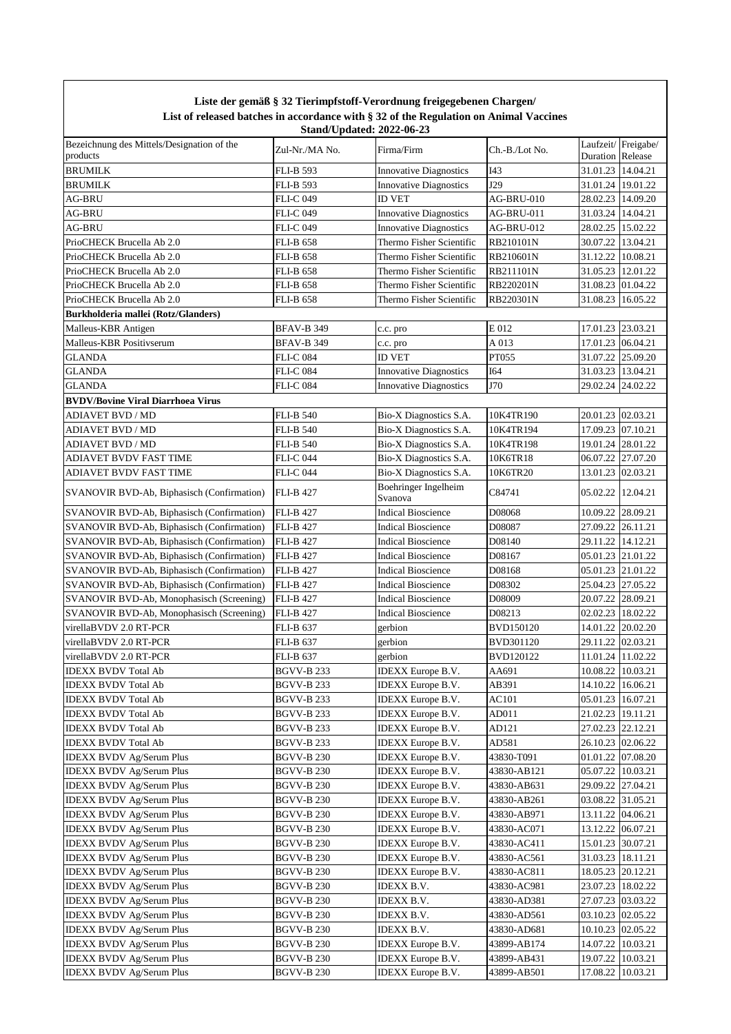**Liste der gemäß § 32 Tierimpfstoff-Verordnung freigegebenen Chargen/**
**List of released batches in accordance with § 32 of the Regulation on Animal Vaccines**
**Stand/Updated: 2022-06-23**

| Bezeichnung des Mittels/Designation of the products | Zul-Nr./MA No. | Firma/Firm | Ch.-B./Lot No. | Laufzeit/ Duration | Freigabe/ Release |
|---|---|---|---|---|---|
| BRUMILK | FLI-B 593 | Innovative Diagnostics | I43 | 31.01.23 | 14.04.21 |
| BRUMILK | FLI-B 593 | Innovative Diagnostics | J29 | 31.01.24 | 19.01.22 |
| AG-BRU | FLI-C 049 | ID VET | AG-BRU-010 | 28.02.23 | 14.09.20 |
| AG-BRU | FLI-C 049 | Innovative Diagnostics | AG-BRU-011 | 31.03.24 | 14.04.21 |
| AG-BRU | FLI-C 049 | Innovative Diagnostics | AG-BRU-012 | 28.02.25 | 15.02.22 |
| PrioCHECK Brucella Ab 2.0 | FLI-B 658 | Thermo Fisher Scientific | RB210101N | 30.07.22 | 13.04.21 |
| PrioCHECK Brucella Ab 2.0 | FLI-B 658 | Thermo Fisher Scientific | RB210601N | 31.12.22 | 10.08.21 |
| PrioCHECK Brucella Ab 2.0 | FLI-B 658 | Thermo Fisher Scientific | RB211101N | 31.05.23 | 12.01.22 |
| PrioCHECK Brucella Ab 2.0 | FLI-B 658 | Thermo Fisher Scientific | RB220201N | 31.08.23 | 01.04.22 |
| PrioCHECK Brucella Ab 2.0 | FLI-B 658 | Thermo Fisher Scientific | RB220301N | 31.08.23 | 16.05.22 |
| **Burkholderia mallei (Rotz/Glanders)** | | | | | |
| Malleus-KBR Antigen | BFAV-B 349 | c.c. pro | E 012 | 17.01.23 | 23.03.21 |
| Malleus-KBR Positivserum | BFAV-B 349 | c.c. pro | A 013 | 17.01.23 | 06.04.21 |
| GLANDA | FLI-C 084 | ID VET | PT055 | 31.07.22 | 25.09.20 |
| GLANDA | FLI-C 084 | Innovative Diagnostics | I64 | 31.03.23 | 13.04.21 |
| GLANDA | FLI-C 084 | Innovative Diagnostics | J70 | 29.02.24 | 24.02.22 |
| **BVDV/Bovine Viral Diarrhoea Virus** | | | | | |
| ADIAVET BVD / MD | FLI-B 540 | Bio-X Diagnostics S.A. | 10K4TR190 | 20.01.23 | 02.03.21 |
| ADIAVET BVD / MD | FLI-B 540 | Bio-X Diagnostics S.A. | 10K4TR194 | 17.09.23 | 07.10.21 |
| ADIAVET BVD / MD | FLI-B 540 | Bio-X Diagnostics S.A. | 10K4TR198 | 19.01.24 | 28.01.22 |
| ADIAVET BVDV FAST TIME | FLI-C 044 | Bio-X Diagnostics S.A. | 10K6TR18 | 06.07.22 | 27.07.20 |
| ADIAVET BVDV FAST TIME | FLI-C 044 | Bio-X Diagnostics S.A. | 10K6TR20 | 13.01.23 | 02.03.21 |
| SVANOVIR BVD-Ab, Biphasisch (Confirmation) | FLI-B 427 | Boehringer Ingelheim Svanova | C84741 | 05.02.22 | 12.04.21 |
| SVANOVIR BVD-Ab, Biphasisch (Confirmation) | FLI-B 427 | Indical Bioscience | D08068 | 10.09.22 | 28.09.21 |
| SVANOVIR BVD-Ab, Biphasisch (Confirmation) | FLI-B 427 | Indical Bioscience | D08087 | 27.09.22 | 26.11.21 |
| SVANOVIR BVD-Ab, Biphasisch (Confirmation) | FLI-B 427 | Indical Bioscience | D08140 | 29.11.22 | 14.12.21 |
| SVANOVIR BVD-Ab, Biphasisch (Confirmation) | FLI-B 427 | Indical Bioscience | D08167 | 05.01.23 | 21.01.22 |
| SVANOVIR BVD-Ab, Biphasisch (Confirmation) | FLI-B 427 | Indical Bioscience | D08168 | 05.01.23 | 21.01.22 |
| SVANOVIR BVD-Ab, Biphasisch (Confirmation) | FLI-B 427 | Indical Bioscience | D08302 | 25.04.23 | 27.05.22 |
| SVANOVIR BVD-Ab, Monophasisch (Screening) | FLI-B 427 | Indical Bioscience | D08009 | 20.07.22 | 28.09.21 |
| SVANOVIR BVD-Ab, Monophasisch (Screening) | FLI-B 427 | Indical Bioscience | D08213 | 02.02.23 | 18.02.22 |
| virellaBVDV 2.0 RT-PCR | FLI-B 637 | gerbion | BVD150120 | 14.01.22 | 20.02.20 |
| virellaBVDV 2.0 RT-PCR | FLI-B 637 | gerbion | BVD301120 | 29.11.22 | 02.03.21 |
| virellaBVDV 2.0 RT-PCR | FLI-B 637 | gerbion | BVD120122 | 11.01.24 | 11.02.22 |
| IDEXX BVDV Total Ab | BGVV-B 233 | IDEXX Europe B.V. | AA691 | 10.08.22 | 10.03.21 |
| IDEXX BVDV Total Ab | BGVV-B 233 | IDEXX Europe B.V. | AB391 | 14.10.22 | 16.06.21 |
| IDEXX BVDV Total Ab | BGVV-B 233 | IDEXX Europe B.V. | AC101 | 05.01.23 | 16.07.21 |
| IDEXX BVDV Total Ab | BGVV-B 233 | IDEXX Europe B.V. | AD011 | 21.02.23 | 19.11.21 |
| IDEXX BVDV Total Ab | BGVV-B 233 | IDEXX Europe B.V. | AD121 | 27.02.23 | 22.12.21 |
| IDEXX BVDV Total Ab | BGVV-B 233 | IDEXX Europe B.V. | AD581 | 26.10.23 | 02.06.22 |
| IDEXX BVDV Ag/Serum Plus | BGVV-B 230 | IDEXX Europe B.V. | 43830-T091 | 01.01.22 | 07.08.20 |
| IDEXX BVDV Ag/Serum Plus | BGVV-B 230 | IDEXX Europe B.V. | 43830-AB121 | 05.07.22 | 10.03.21 |
| IDEXX BVDV Ag/Serum Plus | BGVV-B 230 | IDEXX Europe B.V. | 43830-AB631 | 29.09.22 | 27.04.21 |
| IDEXX BVDV Ag/Serum Plus | BGVV-B 230 | IDEXX Europe B.V. | 43830-AB261 | 03.08.22 | 31.05.21 |
| IDEXX BVDV Ag/Serum Plus | BGVV-B 230 | IDEXX Europe B.V. | 43830-AB971 | 13.11.22 | 04.06.21 |
| IDEXX BVDV Ag/Serum Plus | BGVV-B 230 | IDEXX Europe B.V. | 43830-AC071 | 13.12.22 | 06.07.21 |
| IDEXX BVDV Ag/Serum Plus | BGVV-B 230 | IDEXX Europe B.V. | 43830-AC411 | 15.01.23 | 30.07.21 |
| IDEXX BVDV Ag/Serum Plus | BGVV-B 230 | IDEXX Europe B.V. | 43830-AC561 | 31.03.23 | 18.11.21 |
| IDEXX BVDV Ag/Serum Plus | BGVV-B 230 | IDEXX Europe B.V. | 43830-AC811 | 18.05.23 | 20.12.21 |
| IDEXX BVDV Ag/Serum Plus | BGVV-B 230 | IDEXX B.V. | 43830-AC981 | 23.07.23 | 18.02.22 |
| IDEXX BVDV Ag/Serum Plus | BGVV-B 230 | IDEXX B.V. | 43830-AD381 | 27.07.23 | 03.03.22 |
| IDEXX BVDV Ag/Serum Plus | BGVV-B 230 | IDEXX B.V. | 43830-AD561 | 03.10.23 | 02.05.22 |
| IDEXX BVDV Ag/Serum Plus | BGVV-B 230 | IDEXX B.V. | 43830-AD681 | 10.10.23 | 02.05.22 |
| IDEXX BVDV Ag/Serum Plus | BGVV-B 230 | IDEXX Europe B.V. | 43899-AB174 | 14.07.22 | 10.03.21 |
| IDEXX BVDV Ag/Serum Plus | BGVV-B 230 | IDEXX Europe B.V. | 43899-AB431 | 19.07.22 | 10.03.21 |
| IDEXX BVDV Ag/Serum Plus | BGVV-B 230 | IDEXX Europe B.V. | 43899-AB501 | 17.08.22 | 10.03.21 |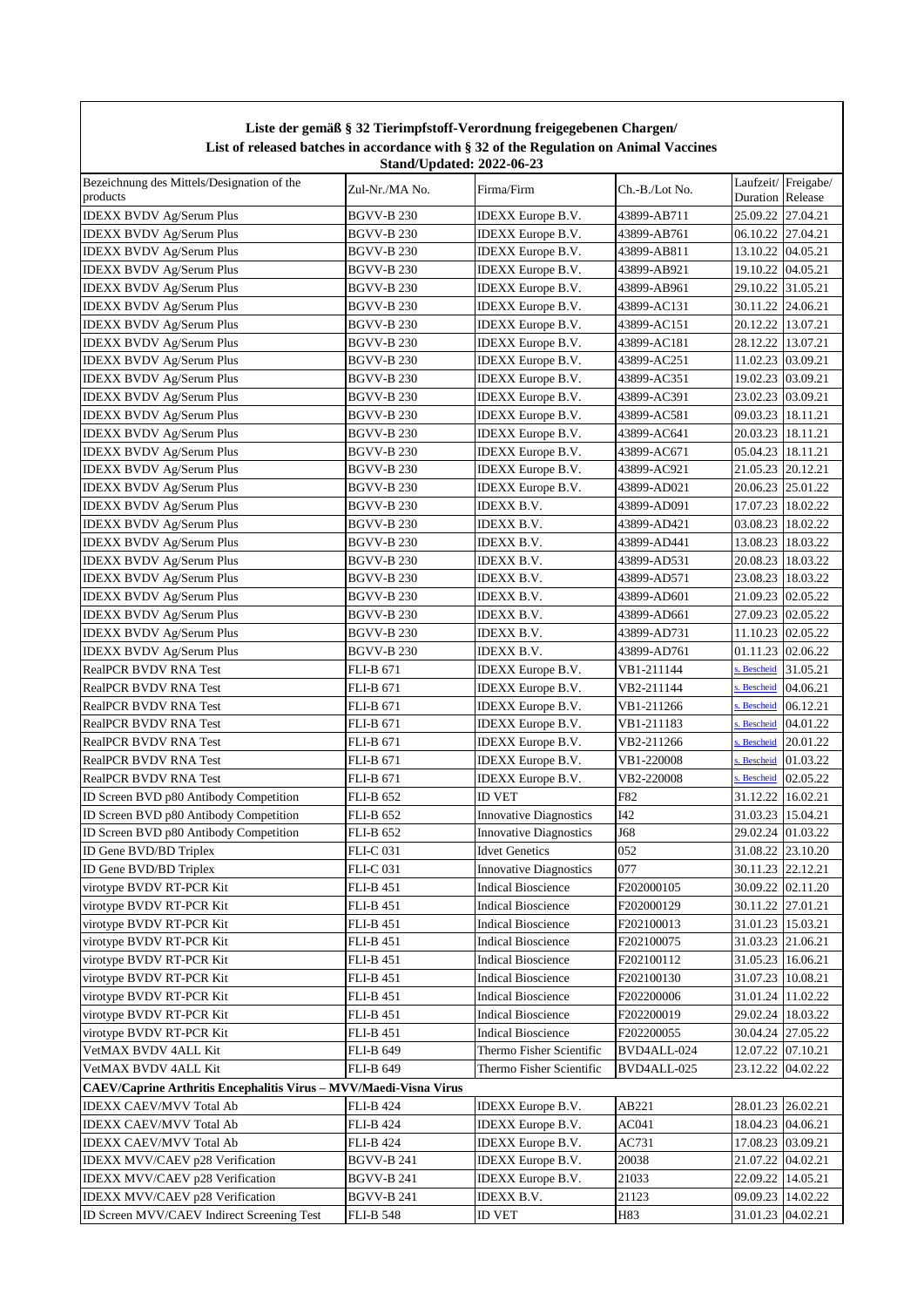**Liste der gemäß § 32 Tierimpfstoff-Verordnung freigegebenen Chargen/**
**List of released batches in accordance with § 32 of the Regulation on Animal Vaccines**
**Stand/Updated: 2022-06-23**

| Bezeichnung des Mittels/Designation of the products | Zul-Nr./MA No. | Firma/Firm | Ch.-B./Lot No. | Laufzeit/ Duration | Freigabe/ Release |
|---|---|---|---|---|---|
| IDEXX BVDV Ag/Serum Plus | BGVV-B 230 | IDEXX Europe B.V. | 43899-AB711 | 25.09.22 | 27.04.21 |
| IDEXX BVDV Ag/Serum Plus | BGVV-B 230 | IDEXX Europe B.V. | 43899-AB761 | 06.10.22 | 27.04.21 |
| IDEXX BVDV Ag/Serum Plus | BGVV-B 230 | IDEXX Europe B.V. | 43899-AB811 | 13.10.22 | 04.05.21 |
| IDEXX BVDV Ag/Serum Plus | BGVV-B 230 | IDEXX Europe B.V. | 43899-AB921 | 19.10.22 | 04.05.21 |
| IDEXX BVDV Ag/Serum Plus | BGVV-B 230 | IDEXX Europe B.V. | 43899-AB961 | 29.10.22 | 31.05.21 |
| IDEXX BVDV Ag/Serum Plus | BGVV-B 230 | IDEXX Europe B.V. | 43899-AC131 | 30.11.22 | 24.06.21 |
| IDEXX BVDV Ag/Serum Plus | BGVV-B 230 | IDEXX Europe B.V. | 43899-AC151 | 20.12.22 | 13.07.21 |
| IDEXX BVDV Ag/Serum Plus | BGVV-B 230 | IDEXX Europe B.V. | 43899-AC181 | 28.12.22 | 13.07.21 |
| IDEXX BVDV Ag/Serum Plus | BGVV-B 230 | IDEXX Europe B.V. | 43899-AC251 | 11.02.23 | 03.09.21 |
| IDEXX BVDV Ag/Serum Plus | BGVV-B 230 | IDEXX Europe B.V. | 43899-AC351 | 19.02.23 | 03.09.21 |
| IDEXX BVDV Ag/Serum Plus | BGVV-B 230 | IDEXX Europe B.V. | 43899-AC391 | 23.02.23 | 03.09.21 |
| IDEXX BVDV Ag/Serum Plus | BGVV-B 230 | IDEXX Europe B.V. | 43899-AC581 | 09.03.23 | 18.11.21 |
| IDEXX BVDV Ag/Serum Plus | BGVV-B 230 | IDEXX Europe B.V. | 43899-AC641 | 20.03.23 | 18.11.21 |
| IDEXX BVDV Ag/Serum Plus | BGVV-B 230 | IDEXX Europe B.V. | 43899-AC671 | 05.04.23 | 18.11.21 |
| IDEXX BVDV Ag/Serum Plus | BGVV-B 230 | IDEXX Europe B.V. | 43899-AC921 | 21.05.23 | 20.12.21 |
| IDEXX BVDV Ag/Serum Plus | BGVV-B 230 | IDEXX Europe B.V. | 43899-AD021 | 20.06.23 | 25.01.22 |
| IDEXX BVDV Ag/Serum Plus | BGVV-B 230 | IDEXX B.V. | 43899-AD091 | 17.07.23 | 18.02.22 |
| IDEXX BVDV Ag/Serum Plus | BGVV-B 230 | IDEXX B.V. | 43899-AD421 | 03.08.23 | 18.02.22 |
| IDEXX BVDV Ag/Serum Plus | BGVV-B 230 | IDEXX B.V. | 43899-AD441 | 13.08.23 | 18.03.22 |
| IDEXX BVDV Ag/Serum Plus | BGVV-B 230 | IDEXX B.V. | 43899-AD531 | 20.08.23 | 18.03.22 |
| IDEXX BVDV Ag/Serum Plus | BGVV-B 230 | IDEXX B.V. | 43899-AD571 | 23.08.23 | 18.03.22 |
| IDEXX BVDV Ag/Serum Plus | BGVV-B 230 | IDEXX B.V. | 43899-AD601 | 21.09.23 | 02.05.22 |
| IDEXX BVDV Ag/Serum Plus | BGVV-B 230 | IDEXX B.V. | 43899-AD661 | 27.09.23 | 02.05.22 |
| IDEXX BVDV Ag/Serum Plus | BGVV-B 230 | IDEXX B.V. | 43899-AD731 | 11.10.23 | 02.05.22 |
| IDEXX BVDV Ag/Serum Plus | BGVV-B 230 | IDEXX B.V. | 43899-AD761 | 01.11.23 | 02.06.22 |
| RealPCR BVDV RNA Test | FLI-B 671 | IDEXX Europe B.V. | VB1-211144 | s. Bescheid | 31.05.21 |
| RealPCR BVDV RNA Test | FLI-B 671 | IDEXX Europe B.V. | VB2-211144 | s. Bescheid | 04.06.21 |
| RealPCR BVDV RNA Test | FLI-B 671 | IDEXX Europe B.V. | VB1-211266 | s. Bescheid | 06.12.21 |
| RealPCR BVDV RNA Test | FLI-B 671 | IDEXX Europe B.V. | VB1-211183 | s. Bescheid | 04.01.22 |
| RealPCR BVDV RNA Test | FLI-B 671 | IDEXX Europe B.V. | VB2-211266 | s. Bescheid | 20.01.22 |
| RealPCR BVDV RNA Test | FLI-B 671 | IDEXX Europe B.V. | VB1-220008 | s. Bescheid | 01.03.22 |
| RealPCR BVDV RNA Test | FLI-B 671 | IDEXX Europe B.V. | VB2-220008 | s. Bescheid | 02.05.22 |
| ID Screen BVD p80 Antibody Competition | FLI-B 652 | ID VET | F82 | 31.12.22 | 16.02.21 |
| ID Screen BVD p80 Antibody Competition | FLI-B 652 | Innovative Diagnostics | I42 | 31.03.23 | 15.04.21 |
| ID Screen BVD p80 Antibody Competition | FLI-B 652 | Innovative Diagnostics | J68 | 29.02.24 | 01.03.22 |
| ID Gene BVD/BD Triplex | FLI-C 031 | Idvet Genetics | 052 | 31.08.22 | 23.10.20 |
| ID Gene BVD/BD Triplex | FLI-C 031 | Innovative Diagnostics | 077 | 30.11.23 | 22.12.21 |
| virotype BVDV RT-PCR Kit | FLI-B 451 | Indical Bioscience | F202000105 | 30.09.22 | 02.11.20 |
| virotype BVDV RT-PCR Kit | FLI-B 451 | Indical Bioscience | F202000129 | 30.11.22 | 27.01.21 |
| virotype BVDV RT-PCR Kit | FLI-B 451 | Indical Bioscience | F202100013 | 31.01.23 | 15.03.21 |
| virotype BVDV RT-PCR Kit | FLI-B 451 | Indical Bioscience | F202100075 | 31.03.23 | 21.06.21 |
| virotype BVDV RT-PCR Kit | FLI-B 451 | Indical Bioscience | F202100112 | 31.05.23 | 16.06.21 |
| virotype BVDV RT-PCR Kit | FLI-B 451 | Indical Bioscience | F202100130 | 31.07.23 | 10.08.21 |
| virotype BVDV RT-PCR Kit | FLI-B 451 | Indical Bioscience | F202200006 | 31.01.24 | 11.02.22 |
| virotype BVDV RT-PCR Kit | FLI-B 451 | Indical Bioscience | F202200019 | 29.02.24 | 18.03.22 |
| virotype BVDV RT-PCR Kit | FLI-B 451 | Indical Bioscience | F202200055 | 30.04.24 | 27.05.22 |
| VetMAX BVDV 4ALL Kit | FLI-B 649 | Thermo Fisher Scientific | BVD4ALL-024 | 12.07.22 | 07.10.21 |
| VetMAX BVDV 4ALL Kit | FLI-B 649 | Thermo Fisher Scientific | BVD4ALL-025 | 23.12.22 | 04.02.22 |
| **CAEV/Caprine Arthritis Encephalitis Virus – MVV/Maedi-Visna Virus** | | | | | |
| IDEXX CAEV/MVV Total Ab | FLI-B 424 | IDEXX Europe B.V. | AB221 | 28.01.23 | 26.02.21 |
| IDEXX CAEV/MVV Total Ab | FLI-B 424 | IDEXX Europe B.V. | AC041 | 18.04.23 | 04.06.21 |
| IDEXX CAEV/MVV Total Ab | FLI-B 424 | IDEXX Europe B.V. | AC731 | 17.08.23 | 03.09.21 |
| IDEXX MVV/CAEV p28 Verification | BGVV-B 241 | IDEXX Europe B.V. | 20038 | 21.07.22 | 04.02.21 |
| IDEXX MVV/CAEV p28 Verification | BGVV-B 241 | IDEXX Europe B.V. | 21033 | 22.09.22 | 14.05.21 |
| IDEXX MVV/CAEV p28 Verification | BGVV-B 241 | IDEXX B.V. | 21123 | 09.09.23 | 14.02.22 |
| ID Screen MVV/CAEV Indirect Screening Test | FLI-B 548 | ID VET | H83 | 31.01.23 | 04.02.21 |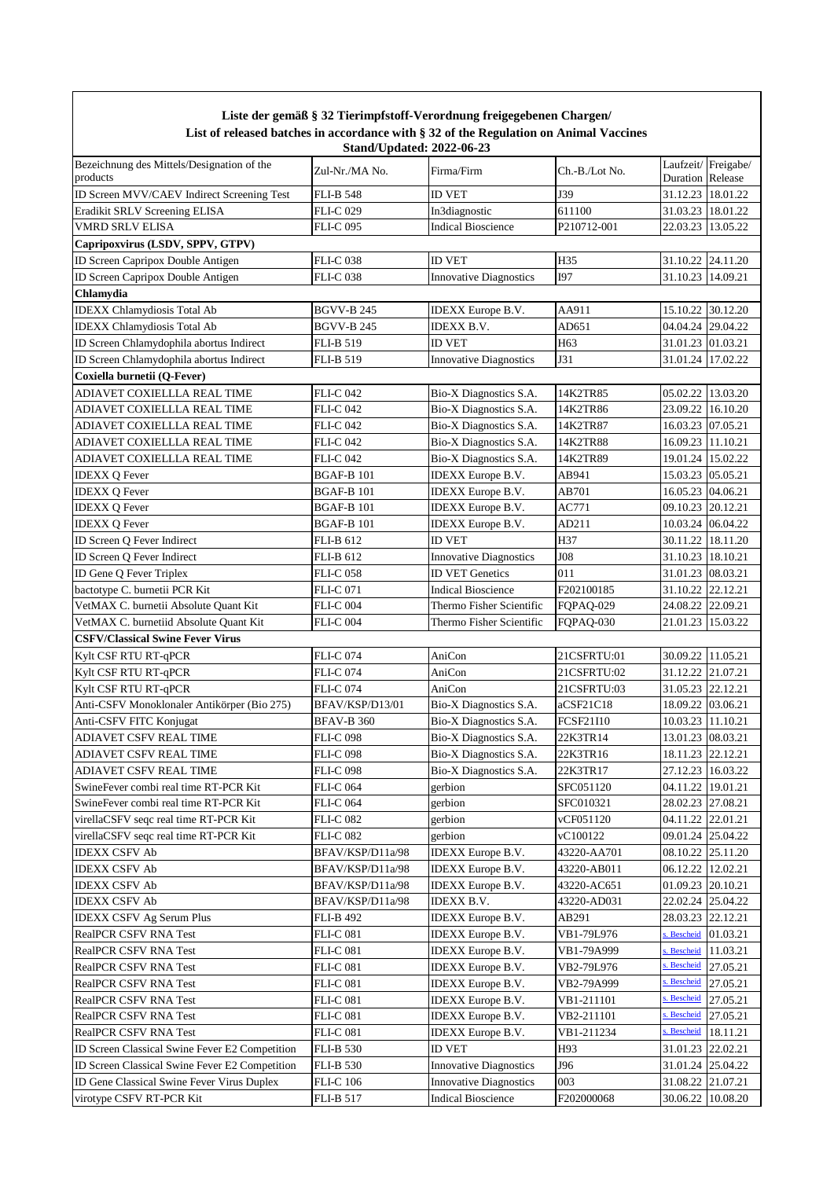**Liste der gemäß § 32 Tierimpfstoff-Verordnung freigegebenen Chargen/**
**List of released batches in accordance with § 32 of the Regulation on Animal Vaccines**
**Stand/Updated: 2022-06-23**

| Bezeichnung des Mittels/Designation of the products | Zul-Nr./MA No. | Firma/Firm | Ch.-B./Lot No. | Laufzeit/ Duration | Freigabe/ Release |
|---|---|---|---|---|---|
| ID Screen MVV/CAEV Indirect Screening Test | FLI-B 548 | ID VET | J39 | 31.12.23 | 18.01.22 |
| Eradikit SRLV Screening ELISA | FLI-C 029 | In3diagnostic | 611100 | 31.03.23 | 18.01.22 |
| VMRD SRLV ELISA | FLI-C 095 | Indical Bioscience | P210712-001 | 22.03.23 | 13.05.22 |
| **Capripoxvirus (LSDV, SPPV, GTPV)** | | | | | |
| ID Screen Capripox Double Antigen | FLI-C 038 | ID VET | H35 | 31.10.22 | 24.11.20 |
| ID Screen Capripox Double Antigen | FLI-C 038 | Innovative Diagnostics | I97 | 31.10.23 | 14.09.21 |
| **Chlamydia** | | | | | |
| IDEXX Chlamydiosis Total Ab | BGVV-B 245 | IDEXX Europe B.V. | AA911 | 15.10.22 | 30.12.20 |
| IDEXX Chlamydiosis Total Ab | BGVV-B 245 | IDEXX B.V. | AD651 | 04.04.24 | 29.04.22 |
| ID Screen Chlamydophila abortus Indirect | FLI-B 519 | ID VET | H63 | 31.01.23 | 01.03.21 |
| ID Screen Chlamydophila abortus Indirect | FLI-B 519 | Innovative Diagnostics | J31 | 31.01.24 | 17.02.22 |
| **Coxiella burnetii (Q-Fever)** | | | | | |
| ADIAVET COXIELLLA REAL TIME | FLI-C 042 | Bio-X Diagnostics S.A. | 14K2TR85 | 05.02.22 | 13.03.20 |
| ADIAVET COXIELLLA REAL TIME | FLI-C 042 | Bio-X Diagnostics S.A. | 14K2TR86 | 23.09.22 | 16.10.20 |
| ADIAVET COXIELLLA REAL TIME | FLI-C 042 | Bio-X Diagnostics S.A. | 14K2TR87 | 16.03.23 | 07.05.21 |
| ADIAVET COXIELLLA REAL TIME | FLI-C 042 | Bio-X Diagnostics S.A. | 14K2TR88 | 16.09.23 | 11.10.21 |
| ADIAVET COXIELLLA REAL TIME | FLI-C 042 | Bio-X Diagnostics S.A. | 14K2TR89 | 19.01.24 | 15.02.22 |
| IDEXX Q Fever | BGAF-B 101 | IDEXX Europe B.V. | AB941 | 15.03.23 | 05.05.21 |
| IDEXX Q Fever | BGAF-B 101 | IDEXX Europe B.V. | AB701 | 16.05.23 | 04.06.21 |
| IDEXX Q Fever | BGAF-B 101 | IDEXX Europe B.V. | AC771 | 09.10.23 | 20.12.21 |
| IDEXX Q Fever | BGAF-B 101 | IDEXX Europe B.V. | AD211 | 10.03.24 | 06.04.22 |
| ID Screen Q Fever Indirect | FLI-B 612 | ID VET | H37 | 30.11.22 | 18.11.20 |
| ID Screen Q Fever Indirect | FLI-B 612 | Innovative Diagnostics | J08 | 31.10.23 | 18.10.21 |
| ID Gene Q Fever Triplex | FLI-C 058 | ID VET Genetics | 011 | 31.01.23 | 08.03.21 |
| bactotype C. burnetii PCR Kit | FLI-C 071 | Indical Bioscience | F202100185 | 31.10.22 | 22.12.21 |
| VetMAX C. burnetii Absolute Quant Kit | FLI-C 004 | Thermo Fisher Scientific | FQPAQ-029 | 24.08.22 | 22.09.21 |
| VetMAX C. burnetiid Absolute Quant Kit | FLI-C 004 | Thermo Fisher Scientific | FQPAQ-030 | 21.01.23 | 15.03.22 |
| **CSFV/Classical Swine Fever Virus** | | | | | |
| Kylt CSF RTU RT-qPCR | FLI-C 074 | AniCon | 21CSFRTU:01 | 30.09.22 | 11.05.21 |
| Kylt CSF RTU RT-qPCR | FLI-C 074 | AniCon | 21CSFRTU:02 | 31.12.22 | 21.07.21 |
| Kylt CSF RTU RT-qPCR | FLI-C 074 | AniCon | 21CSFRTU:03 | 31.05.23 | 22.12.21 |
| Anti-CSFV Monoklonaler Antikörper (Bio 275) | BFAV/KSP/D13/01 | Bio-X Diagnostics S.A. | aCSF21C18 | 18.09.22 | 03.06.21 |
| Anti-CSFV FITC Konjugat | BFAV-B 360 | Bio-X Diagnostics S.A. | FCSF21I10 | 10.03.23 | 11.10.21 |
| ADIAVET CSFV REAL TIME | FLI-C 098 | Bio-X Diagnostics S.A. | 22K3TR14 | 13.01.23 | 08.03.21 |
| ADIAVET CSFV REAL TIME | FLI-C 098 | Bio-X Diagnostics S.A. | 22K3TR16 | 18.11.23 | 22.12.21 |
| ADIAVET CSFV REAL TIME | FLI-C 098 | Bio-X Diagnostics S.A. | 22K3TR17 | 27.12.23 | 16.03.22 |
| SwineFever combi real time RT-PCR Kit | FLI-C 064 | gerbion | SFC051120 | 04.11.22 | 19.01.21 |
| SwineFever combi real time RT-PCR Kit | FLI-C 064 | gerbion | SFC010321 | 28.02.23 | 27.08.21 |
| virellaCSFV seqc real time RT-PCR Kit | FLI-C 082 | gerbion | vCF051120 | 04.11.22 | 22.01.21 |
| virellaCSFV seqc real time RT-PCR Kit | FLI-C 082 | gerbion | vC100122 | 09.01.24 | 25.04.22 |
| IDEXX CSFV Ab | BFAV/KSP/D11a/98 | IDEXX Europe B.V. | 43220-AA701 | 08.10.22 | 25.11.20 |
| IDEXX CSFV Ab | BFAV/KSP/D11a/98 | IDEXX Europe B.V. | 43220-AB011 | 06.12.22 | 12.02.21 |
| IDEXX CSFV Ab | BFAV/KSP/D11a/98 | IDEXX Europe B.V. | 43220-AC651 | 01.09.23 | 20.10.21 |
| IDEXX CSFV Ab | BFAV/KSP/D11a/98 | IDEXX B.V. | 43220-AD031 | 22.02.24 | 25.04.22 |
| IDEXX CSFV Ag Serum Plus | FLI-B 492 | IDEXX Europe B.V. | AB291 | 28.03.23 | 22.12.21 |
| RealPCR CSFV RNA Test | FLI-C 081 | IDEXX Europe B.V. | VB1-79L976 | s. Bescheid | 01.03.21 |
| RealPCR CSFV RNA Test | FLI-C 081 | IDEXX Europe B.V. | VB1-79A999 | s. Bescheid | 11.03.21 |
| RealPCR CSFV RNA Test | FLI-C 081 | IDEXX Europe B.V. | VB2-79L976 | s. Bescheid | 27.05.21 |
| RealPCR CSFV RNA Test | FLI-C 081 | IDEXX Europe B.V. | VB2-79A999 | s. Bescheid | 27.05.21 |
| RealPCR CSFV RNA Test | FLI-C 081 | IDEXX Europe B.V. | VB1-211101 | s. Bescheid | 27.05.21 |
| RealPCR CSFV RNA Test | FLI-C 081 | IDEXX Europe B.V. | VB2-211101 | s. Bescheid | 27.05.21 |
| RealPCR CSFV RNA Test | FLI-C 081 | IDEXX Europe B.V. | VB1-211234 | s. Bescheid | 18.11.21 |
| ID Screen Classical Swine Fever E2 Competition | FLI-B 530 | ID VET | H93 | 31.01.23 | 22.02.21 |
| ID Screen Classical Swine Fever E2 Competition | FLI-B 530 | Innovative Diagnostics | J96 | 31.01.24 | 25.04.22 |
| ID Gene Classical Swine Fever Virus Duplex | FLI-C 106 | Innovative Diagnostics | 003 | 31.08.22 | 21.07.21 |
| virotype CSFV RT-PCR Kit | FLI-B 517 | Indical Bioscience | F202000068 | 30.06.22 | 10.08.20 |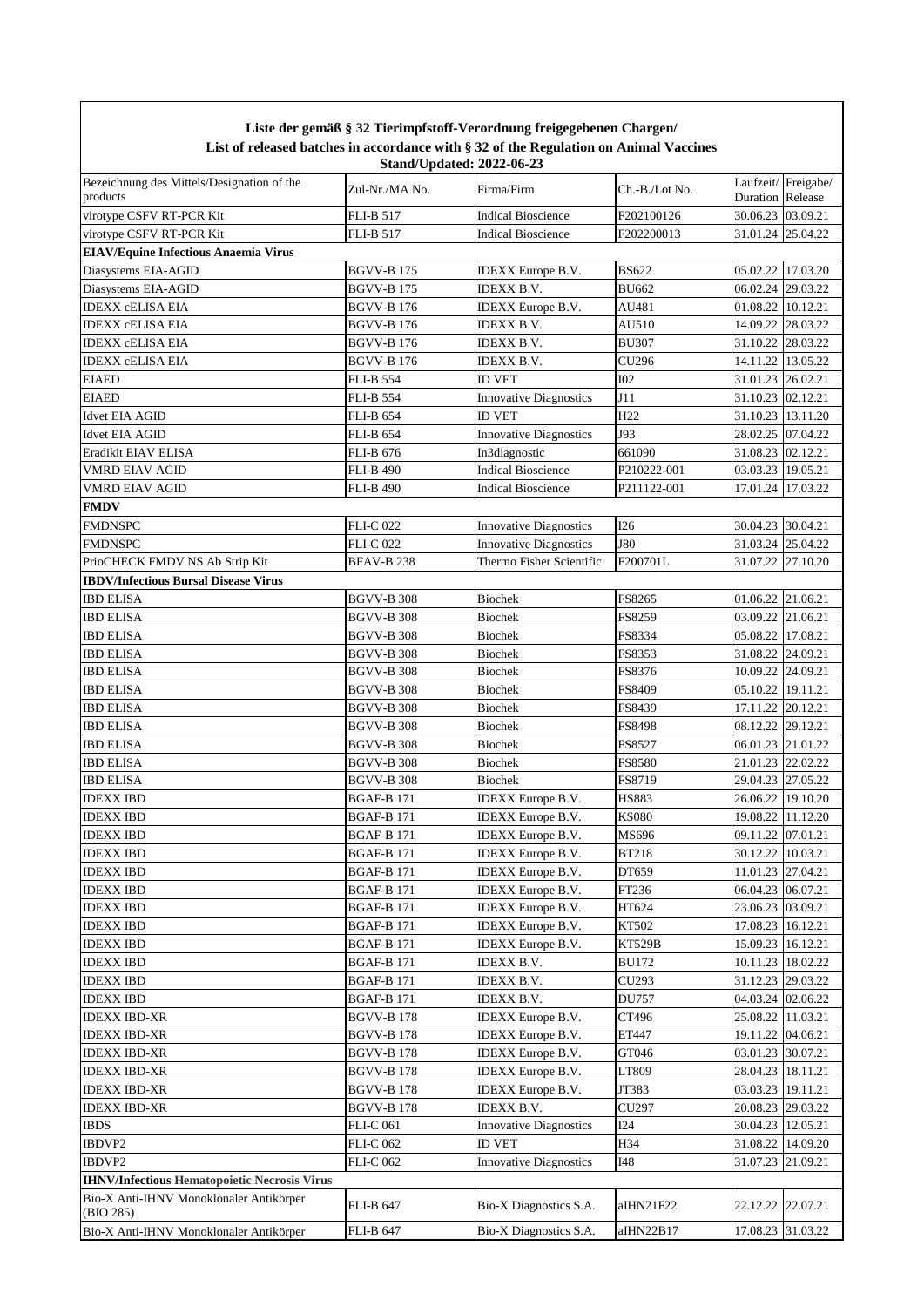**Liste der gemäß § 32 Tierimpfstoff-Verordnung freigegebenen Chargen/**
**List of released batches in accordance with § 32 of the Regulation on Animal Vaccines**
**Stand/Updated: 2022-06-23**

| Bezeichnung des Mittels/Designation of the products | Zul-Nr./MA No. | Firma/Firm | Ch.-B./Lot No. | Laufzeit/ Duration | Freigabe/ Release |
|---|---|---|---|---|---|
| virotype CSFV RT-PCR Kit | FLI-B 517 | Indical Bioscience | F202100126 | 30.06.23 | 03.09.21 |
| virotype CSFV RT-PCR Kit | FLI-B 517 | Indical Bioscience | F202200013 | 31.01.24 | 25.04.22 |
| **EIAV/Equine Infectious Anaemia Virus** | | | | | |
| Diasystems EIA-AGID | BGVV-B 175 | IDEXX Europe B.V. | BS622 | 05.02.22 | 17.03.20 |
| Diasystems EIA-AGID | BGVV-B 175 | IDEXX B.V. | BU662 | 06.02.24 | 29.03.22 |
| IDEXX cELISA EIA | BGVV-B 176 | IDEXX Europe B.V. | AU481 | 01.08.22 | 10.12.21 |
| IDEXX cELISA EIA | BGVV-B 176 | IDEXX B.V. | AU510 | 14.09.22 | 28.03.22 |
| IDEXX cELISA EIA | BGVV-B 176 | IDEXX B.V. | BU307 | 31.10.22 | 28.03.22 |
| IDEXX cELISA EIA | BGVV-B 176 | IDEXX B.V. | CU296 | 14.11.22 | 13.05.22 |
| EIAED | FLI-B 554 | ID VET | I02 | 31.01.23 | 26.02.21 |
| EIAED | FLI-B 554 | Innovative Diagnostics | J11 | 31.10.23 | 02.12.21 |
| Idvet EIA AGID | FLI-B 654 | ID VET | H22 | 31.10.23 | 13.11.20 |
| Idvet EIA AGID | FLI-B 654 | Innovative Diagnostics | J93 | 28.02.25 | 07.04.22 |
| Eradikit EIAV ELISA | FLI-B 676 | In3diagnostic | 661090 | 31.08.23 | 02.12.21 |
| VMRD EIAV AGID | FLI-B 490 | Indical Bioscience | P210222-001 | 03.03.23 | 19.05.21 |
| VMRD EIAV AGID | FLI-B 490 | Indical Bioscience | P211122-001 | 17.01.24 | 17.03.22 |
| **FMDV** | | | | | |
| FMDNSPC | FLI-C 022 | Innovative Diagnostics | I26 | 30.04.23 | 30.04.21 |
| FMDNSPC | FLI-C 022 | Innovative Diagnostics | J80 | 31.03.24 | 25.04.22 |
| PrioCHECK FMDV NS Ab Strip Kit | BFAV-B 238 | Thermo Fisher Scientific | F200701L | 31.07.22 | 27.10.20 |
| **IBDV/Infectious Bursal Disease Virus** | | | | | |
| IBD ELISA | BGVV-B 308 | Biochek | FS8265 | 01.06.22 | 21.06.21 |
| IBD ELISA | BGVV-B 308 | Biochek | FS8259 | 03.09.22 | 21.06.21 |
| IBD ELISA | BGVV-B 308 | Biochek | FS8334 | 05.08.22 | 17.08.21 |
| IBD ELISA | BGVV-B 308 | Biochek | FS8353 | 31.08.22 | 24.09.21 |
| IBD ELISA | BGVV-B 308 | Biochek | FS8376 | 10.09.22 | 24.09.21 |
| IBD ELISA | BGVV-B 308 | Biochek | FS8409 | 05.10.22 | 19.11.21 |
| IBD ELISA | BGVV-B 308 | Biochek | FS8439 | 17.11.22 | 20.12.21 |
| IBD ELISA | BGVV-B 308 | Biochek | FS8498 | 08.12.22 | 29.12.21 |
| IBD ELISA | BGVV-B 308 | Biochek | FS8527 | 06.01.23 | 21.01.22 |
| IBD ELISA | BGVV-B 308 | Biochek | FS8580 | 21.01.23 | 22.02.22 |
| IBD ELISA | BGVV-B 308 | Biochek | FS8719 | 29.04.23 | 27.05.22 |
| IDEXX IBD | BGAF-B 171 | IDEXX Europe B.V. | HS883 | 26.06.22 | 19.10.20 |
| IDEXX IBD | BGAF-B 171 | IDEXX Europe B.V. | KS080 | 19.08.22 | 11.12.20 |
| IDEXX IBD | BGAF-B 171 | IDEXX Europe B.V. | MS696 | 09.11.22 | 07.01.21 |
| IDEXX IBD | BGAF-B 171 | IDEXX Europe B.V. | BT218 | 30.12.22 | 10.03.21 |
| IDEXX IBD | BGAF-B 171 | IDEXX Europe B.V. | DT659 | 11.01.23 | 27.04.21 |
| IDEXX IBD | BGAF-B 171 | IDEXX Europe B.V. | FT236 | 06.04.23 | 06.07.21 |
| IDEXX IBD | BGAF-B 171 | IDEXX Europe B.V. | HT624 | 23.06.23 | 03.09.21 |
| IDEXX IBD | BGAF-B 171 | IDEXX Europe B.V. | KT502 | 17.08.23 | 16.12.21 |
| IDEXX IBD | BGAF-B 171 | IDEXX Europe B.V. | KT529B | 15.09.23 | 16.12.21 |
| IDEXX IBD | BGAF-B 171 | IDEXX B.V. | BU172 | 10.11.23 | 18.02.22 |
| IDEXX IBD | BGAF-B 171 | IDEXX B.V. | CU293 | 31.12.23 | 29.03.22 |
| IDEXX IBD | BGAF-B 171 | IDEXX B.V. | DU757 | 04.03.24 | 02.06.22 |
| IDEXX IBD-XR | BGVV-B 178 | IDEXX Europe B.V. | CT496 | 25.08.22 | 11.03.21 |
| IDEXX IBD-XR | BGVV-B 178 | IDEXX Europe B.V. | ET447 | 19.11.22 | 04.06.21 |
| IDEXX IBD-XR | BGVV-B 178 | IDEXX Europe B.V. | GT046 | 03.01.23 | 30.07.21 |
| IDEXX IBD-XR | BGVV-B 178 | IDEXX Europe B.V. | LT809 | 28.04.23 | 18.11.21 |
| IDEXX IBD-XR | BGVV-B 178 | IDEXX Europe B.V. | JT383 | 03.03.23 | 19.11.21 |
| IDEXX IBD-XR | BGVV-B 178 | IDEXX B.V. | CU297 | 20.08.23 | 29.03.22 |
| IBDS | FLI-C 061 | Innovative Diagnostics | I24 | 30.04.23 | 12.05.21 |
| IBDVP2 | FLI-C 062 | ID VET | H34 | 31.08.22 | 14.09.20 |
| IBDVP2 | FLI-C 062 | Innovative Diagnostics | I48 | 31.07.23 | 21.09.21 |
| **IHNV/Infectious Hematopoietic Necrosis Virus** | | | | | |
| Bio-X Anti-IHNV Monoklonaler Antikörper (BIO 285) | FLI-B 647 | Bio-X Diagnostics S.A. | aIHN21F22 | 22.12.22 | 22.07.21 |
| Bio-X Anti-IHNV Monoklonaler Antikörper | FLI-B 647 | Bio-X Diagnostics S.A. | aIHN22B17 | 17.08.23 | 31.03.22 |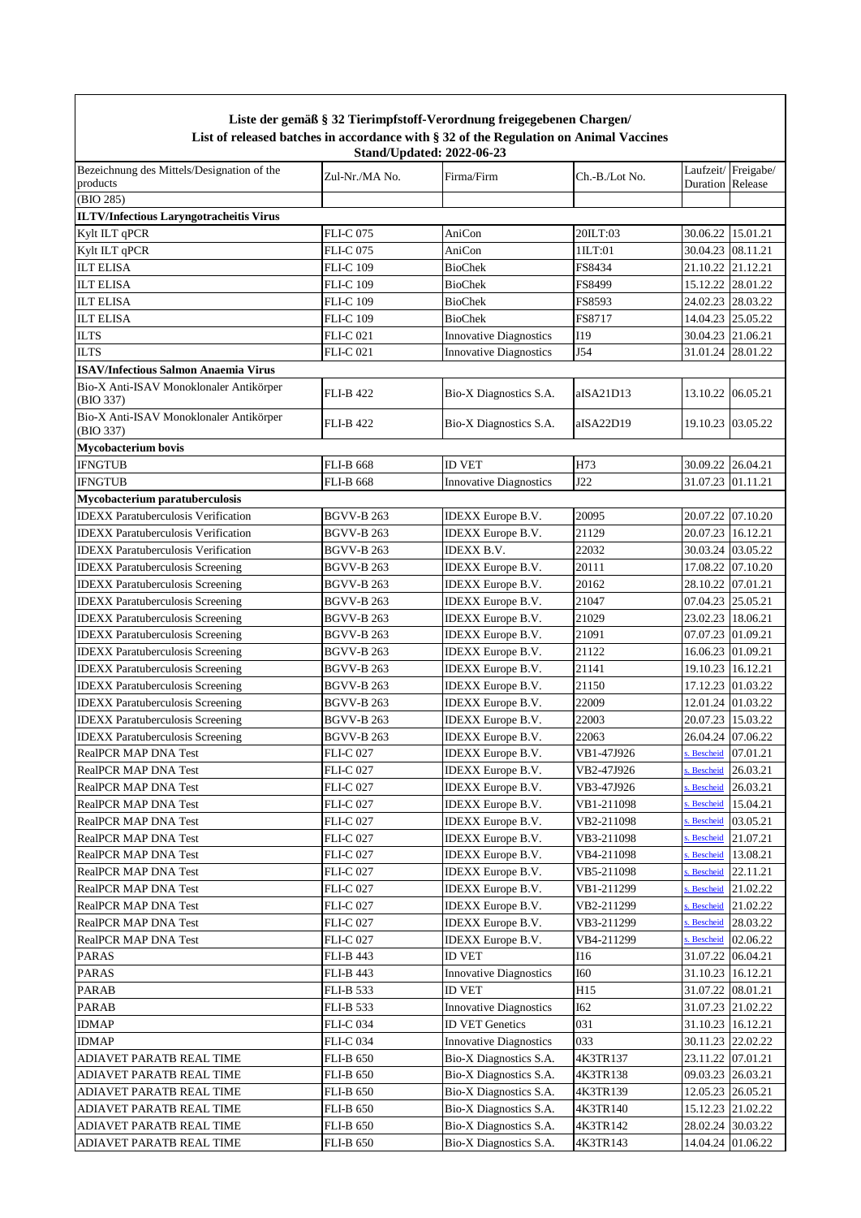**Liste der gemäß § 32 Tierimpfstoff-Verordnung freigegebenen Chargen/**
**List of released batches in accordance with § 32 of the Regulation on Animal Vaccines**
**Stand/Updated: 2022-06-23**

| Bezeichnung des Mittels/Designation of the products | Zul-Nr./MA No. | Firma/Firm | Ch.-B./Lot No. | Laufzeit/ Duration | Freigabe/ Release |
|---|---|---|---|---|---|
| (BIO 285) | | | | | |
| **ILTV/Infectious Laryngotracheitis Virus** | | | | | |
| Kylt ILT qPCR | FLI-C 075 | AniCon | 20ILT:03 | 30.06.22 | 15.01.21 |
| Kylt ILT qPCR | FLI-C 075 | AniCon | 1ILT:01 | 30.04.23 | 08.11.21 |
| ILT ELISA | FLI-C 109 | BioChek | FS8434 | 21.10.22 | 21.12.21 |
| ILT ELISA | FLI-C 109 | BioChek | FS8499 | 15.12.22 | 28.01.22 |
| ILT ELISA | FLI-C 109 | BioChek | FS8593 | 24.02.23 | 28.03.22 |
| ILT ELISA | FLI-C 109 | BioChek | FS8717 | 14.04.23 | 25.05.22 |
| ILTS | FLI-C 021 | Innovative Diagnostics | I19 | 30.04.23 | 21.06.21 |
| ILTS | FLI-C 021 | Innovative Diagnostics | J54 | 31.01.24 | 28.01.22 |
| **ISAV/Infectious Salmon Anaemia Virus** | | | | | |
| Bio-X Anti-ISAV Monoklonaler Antikörper (BIO 337) | FLI-B 422 | Bio-X Diagnostics S.A. | aISA21D13 | 13.10.22 | 06.05.21 |
| Bio-X Anti-ISAV Monoklonaler Antikörper (BIO 337) | FLI-B 422 | Bio-X Diagnostics S.A. | aISA22D19 | 19.10.23 | 03.05.22 |
| **Mycobacterium bovis** | | | | | |
| IFNGTUB | FLI-B 668 | ID VET | H73 | 30.09.22 | 26.04.21 |
| IFNGTUB | FLI-B 668 | Innovative Diagnostics | J22 | 31.07.23 | 01.11.21 |
| **Mycobacterium paratuberculosis** | | | | | |
| IDEXX Paratuberculosis Verification | BGVV-B 263 | IDEXX Europe B.V. | 20095 | 20.07.22 | 07.10.20 |
| IDEXX Paratuberculosis Verification | BGVV-B 263 | IDEXX Europe B.V. | 21129 | 20.07.23 | 16.12.21 |
| IDEXX Paratuberculosis Verification | BGVV-B 263 | IDEXX B.V. | 22032 | 30.03.24 | 03.05.22 |
| IDEXX Paratuberculosis Screening | BGVV-B 263 | IDEXX Europe B.V. | 20111 | 17.08.22 | 07.10.20 |
| IDEXX Paratuberculosis Screening | BGVV-B 263 | IDEXX Europe B.V. | 20162 | 28.10.22 | 07.01.21 |
| IDEXX Paratuberculosis Screening | BGVV-B 263 | IDEXX Europe B.V. | 21047 | 07.04.23 | 25.05.21 |
| IDEXX Paratuberculosis Screening | BGVV-B 263 | IDEXX Europe B.V. | 21029 | 23.02.23 | 18.06.21 |
| IDEXX Paratuberculosis Screening | BGVV-B 263 | IDEXX Europe B.V. | 21091 | 07.07.23 | 01.09.21 |
| IDEXX Paratuberculosis Screening | BGVV-B 263 | IDEXX Europe B.V. | 21122 | 16.06.23 | 01.09.21 |
| IDEXX Paratuberculosis Screening | BGVV-B 263 | IDEXX Europe B.V. | 21141 | 19.10.23 | 16.12.21 |
| IDEXX Paratuberculosis Screening | BGVV-B 263 | IDEXX Europe B.V. | 21150 | 17.12.23 | 01.03.22 |
| IDEXX Paratuberculosis Screening | BGVV-B 263 | IDEXX Europe B.V. | 22009 | 12.01.24 | 01.03.22 |
| IDEXX Paratuberculosis Screening | BGVV-B 263 | IDEXX Europe B.V. | 22003 | 20.07.23 | 15.03.22 |
| IDEXX Paratuberculosis Screening | BGVV-B 263 | IDEXX Europe B.V. | 22063 | 26.04.24 | 07.06.22 |
| RealPCR MAP DNA Test | FLI-C 027 | IDEXX Europe B.V. | VB1-47J926 | s. Bescheid | 07.01.21 |
| RealPCR MAP DNA Test | FLI-C 027 | IDEXX Europe B.V. | VB2-47J926 | s. Bescheid | 26.03.21 |
| RealPCR MAP DNA Test | FLI-C 027 | IDEXX Europe B.V. | VB3-47J926 | s. Bescheid | 26.03.21 |
| RealPCR MAP DNA Test | FLI-C 027 | IDEXX Europe B.V. | VB1-211098 | s. Bescheid | 15.04.21 |
| RealPCR MAP DNA Test | FLI-C 027 | IDEXX Europe B.V. | VB2-211098 | s. Bescheid | 03.05.21 |
| RealPCR MAP DNA Test | FLI-C 027 | IDEXX Europe B.V. | VB3-211098 | s. Bescheid | 21.07.21 |
| RealPCR MAP DNA Test | FLI-C 027 | IDEXX Europe B.V. | VB4-211098 | s. Bescheid | 13.08.21 |
| RealPCR MAP DNA Test | FLI-C 027 | IDEXX Europe B.V. | VB5-211098 | s. Bescheid | 22.11.21 |
| RealPCR MAP DNA Test | FLI-C 027 | IDEXX Europe B.V. | VB1-211299 | s. Bescheid | 21.02.22 |
| RealPCR MAP DNA Test | FLI-C 027 | IDEXX Europe B.V. | VB2-211299 | s. Bescheid | 21.02.22 |
| RealPCR MAP DNA Test | FLI-C 027 | IDEXX Europe B.V. | VB3-211299 | s. Bescheid | 28.03.22 |
| RealPCR MAP DNA Test | FLI-C 027 | IDEXX Europe B.V. | VB4-211299 | s. Bescheid | 02.06.22 |
| PARAS | FLI-B 443 | ID VET | I16 | 31.07.22 | 06.04.21 |
| PARAS | FLI-B 443 | Innovative Diagnostics | I60 | 31.10.23 | 16.12.21 |
| PARAB | FLI-B 533 | ID VET | H15 | 31.07.22 | 08.01.21 |
| PARAB | FLI-B 533 | Innovative Diagnostics | I62 | 31.07.23 | 21.02.22 |
| IDMAP | FLI-C 034 | ID VET Genetics | 031 | 31.10.23 | 16.12.21 |
| IDMAP | FLI-C 034 | Innovative Diagnostics | 033 | 30.11.23 | 22.02.22 |
| ADIAVET PARATB REAL TIME | FLI-B 650 | Bio-X Diagnostics S.A. | 4K3TR137 | 23.11.22 | 07.01.21 |
| ADIAVET PARATB REAL TIME | FLI-B 650 | Bio-X Diagnostics S.A. | 4K3TR138 | 09.03.23 | 26.03.21 |
| ADIAVET PARATB REAL TIME | FLI-B 650 | Bio-X Diagnostics S.A. | 4K3TR139 | 12.05.23 | 26.05.21 |
| ADIAVET PARATB REAL TIME | FLI-B 650 | Bio-X Diagnostics S.A. | 4K3TR140 | 15.12.23 | 21.02.22 |
| ADIAVET PARATB REAL TIME | FLI-B 650 | Bio-X Diagnostics S.A. | 4K3TR142 | 28.02.24 | 30.03.22 |
| ADIAVET PARATB REAL TIME | FLI-B 650 | Bio-X Diagnostics S.A. | 4K3TR143 | 14.04.24 | 01.06.22 |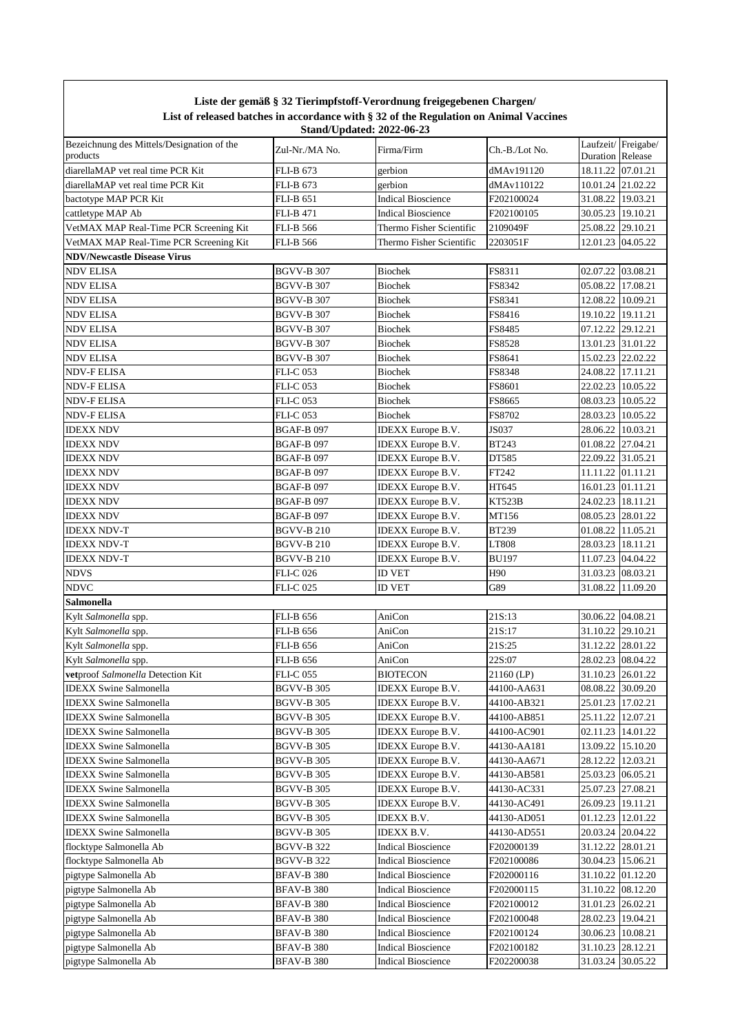**Liste der gemäß § 32 Tierimpfstoff-Verordnung freigegebenen Chargen/**
**List of released batches in accordance with § 32 of the Regulation on Animal Vaccines**
**Stand/Updated: 2022-06-23**

| Bezeichnung des Mittels/Designation of the products | Zul-Nr./MA No. | Firma/Firm | Ch.-B./Lot No. | Laufzeit/ Duration | Freigabe/ Release |
|---|---|---|---|---|---|
| diarellaMAP vet real time PCR Kit | FLI-B 673 | gerbion | dMAv191120 | 18.11.22 | 07.01.21 |
| diarellaMAP vet real time PCR Kit | FLI-B 673 | gerbion | dMAv110122 | 10.01.24 | 21.02.22 |
| bactotype MAP PCR Kit | FLI-B 651 | Indical Bioscience | F202100024 | 31.08.22 | 19.03.21 |
| cattletype MAP Ab | FLI-B 471 | Indical Bioscience | F202100105 | 30.05.23 | 19.10.21 |
| VetMAX MAP Real-Time PCR Screening Kit | FLI-B 566 | Thermo Fisher Scientific | 2109049F | 25.08.22 | 29.10.21 |
| VetMAX MAP Real-Time PCR Screening Kit | FLI-B 566 | Thermo Fisher Scientific | 2203051F | 12.01.23 | 04.05.22 |
| **NDV/Newcastle Disease Virus** | | | | | |
| NDV ELISA | BGVV-B 307 | Biochek | FS8311 | 02.07.22 | 03.08.21 |
| NDV ELISA | BGVV-B 307 | Biochek | FS8342 | 05.08.22 | 17.08.21 |
| NDV ELISA | BGVV-B 307 | Biochek | FS8341 | 12.08.22 | 10.09.21 |
| NDV ELISA | BGVV-B 307 | Biochek | FS8416 | 19.10.22 | 19.11.21 |
| NDV ELISA | BGVV-B 307 | Biochek | FS8485 | 07.12.22 | 29.12.21 |
| NDV ELISA | BGVV-B 307 | Biochek | FS8528 | 13.01.23 | 31.01.22 |
| NDV ELISA | BGVV-B 307 | Biochek | FS8641 | 15.02.23 | 22.02.22 |
| NDV-F ELISA | FLI-C 053 | Biochek | FS8348 | 24.08.22 | 17.11.21 |
| NDV-F ELISA | FLI-C 053 | Biochek | FS8601 | 22.02.23 | 10.05.22 |
| NDV-F ELISA | FLI-C 053 | Biochek | FS8665 | 08.03.23 | 10.05.22 |
| NDV-F ELISA | FLI-C 053 | Biochek | FS8702 | 28.03.23 | 10.05.22 |
| IDEXX NDV | BGAF-B 097 | IDEXX Europe B.V. | JS037 | 28.06.22 | 10.03.21 |
| IDEXX NDV | BGAF-B 097 | IDEXX Europe B.V. | BT243 | 01.08.22 | 27.04.21 |
| IDEXX NDV | BGAF-B 097 | IDEXX Europe B.V. | DT585 | 22.09.22 | 31.05.21 |
| IDEXX NDV | BGAF-B 097 | IDEXX Europe B.V. | FT242 | 11.11.22 | 01.11.21 |
| IDEXX NDV | BGAF-B 097 | IDEXX Europe B.V. | HT645 | 16.01.23 | 01.11.21 |
| IDEXX NDV | BGAF-B 097 | IDEXX Europe B.V. | KT523B | 24.02.23 | 18.11.21 |
| IDEXX NDV | BGAF-B 097 | IDEXX Europe B.V. | MT156 | 08.05.23 | 28.01.22 |
| IDEXX NDV-T | BGVV-B 210 | IDEXX Europe B.V. | BT239 | 01.08.22 | 11.05.21 |
| IDEXX NDV-T | BGVV-B 210 | IDEXX Europe B.V. | LT808 | 28.03.23 | 18.11.21 |
| IDEXX NDV-T | BGVV-B 210 | IDEXX Europe B.V. | BU197 | 11.07.23 | 04.04.22 |
| NDVS | FLI-C 026 | ID VET | H90 | 31.03.23 | 08.03.21 |
| NDVC | FLI-C 025 | ID VET | G89 | 31.08.22 | 11.09.20 |
| **Salmonella** | | | | | |
| Kylt *Salmonella* spp. | FLI-B 656 | AniCon | 21S:13 | 30.06.22 | 04.08.21 |
| Kylt *Salmonella* spp. | FLI-B 656 | AniCon | 21S:17 | 31.10.22 | 29.10.21 |
| Kylt *Salmonella* spp. | FLI-B 656 | AniCon | 21S:25 | 31.12.22 | 28.01.22 |
| Kylt *Salmonella* spp. | FLI-B 656 | AniCon | 22S:07 | 28.02.23 | 08.04.22 |
| **vet**proof *Salmonella* Detection Kit | FLI-C 055 | BIOTECON | 21160 (LP) | 31.10.23 | 26.01.22 |
| IDEXX Swine Salmonella | BGVV-B 305 | IDEXX Europe B.V. | 44100-AA631 | 08.08.22 | 30.09.20 |
| IDEXX Swine Salmonella | BGVV-B 305 | IDEXX Europe B.V. | 44100-AB321 | 25.01.23 | 17.02.21 |
| IDEXX Swine Salmonella | BGVV-B 305 | IDEXX Europe B.V. | 44100-AB851 | 25.11.22 | 12.07.21 |
| IDEXX Swine Salmonella | BGVV-B 305 | IDEXX Europe B.V. | 44100-AC901 | 02.11.23 | 14.01.22 |
| IDEXX Swine Salmonella | BGVV-B 305 | IDEXX Europe B.V. | 44130-AA181 | 13.09.22 | 15.10.20 |
| IDEXX Swine Salmonella | BGVV-B 305 | IDEXX Europe B.V. | 44130-AA671 | 28.12.22 | 12.03.21 |
| IDEXX Swine Salmonella | BGVV-B 305 | IDEXX Europe B.V. | 44130-AB581 | 25.03.23 | 06.05.21 |
| IDEXX Swine Salmonella | BGVV-B 305 | IDEXX Europe B.V. | 44130-AC331 | 25.07.23 | 27.08.21 |
| IDEXX Swine Salmonella | BGVV-B 305 | IDEXX Europe B.V. | 44130-AC491 | 26.09.23 | 19.11.21 |
| IDEXX Swine Salmonella | BGVV-B 305 | IDEXX B.V. | 44130-AD051 | 01.12.23 | 12.01.22 |
| IDEXX Swine Salmonella | BGVV-B 305 | IDEXX B.V. | 44130-AD551 | 20.03.24 | 20.04.22 |
| flocktype Salmonella Ab | BGVV-B 322 | Indical Bioscience | F202000139 | 31.12.22 | 28.01.21 |
| flocktype Salmonella Ab | BGVV-B 322 | Indical Bioscience | F202100086 | 30.04.23 | 15.06.21 |
| pigtype Salmonella Ab | BFAV-B 380 | Indical Bioscience | F202000116 | 31.10.22 | 01.12.20 |
| pigtype Salmonella Ab | BFAV-B 380 | Indical Bioscience | F202000115 | 31.10.22 | 08.12.20 |
| pigtype Salmonella Ab | BFAV-B 380 | Indical Bioscience | F202100012 | 31.01.23 | 26.02.21 |
| pigtype Salmonella Ab | BFAV-B 380 | Indical Bioscience | F202100048 | 28.02.23 | 19.04.21 |
| pigtype Salmonella Ab | BFAV-B 380 | Indical Bioscience | F202100124 | 30.06.23 | 10.08.21 |
| pigtype Salmonella Ab | BFAV-B 380 | Indical Bioscience | F202100182 | 31.10.23 | 28.12.21 |
| pigtype Salmonella Ab | BFAV-B 380 | Indical Bioscience | F202200038 | 31.03.24 | 30.05.22 |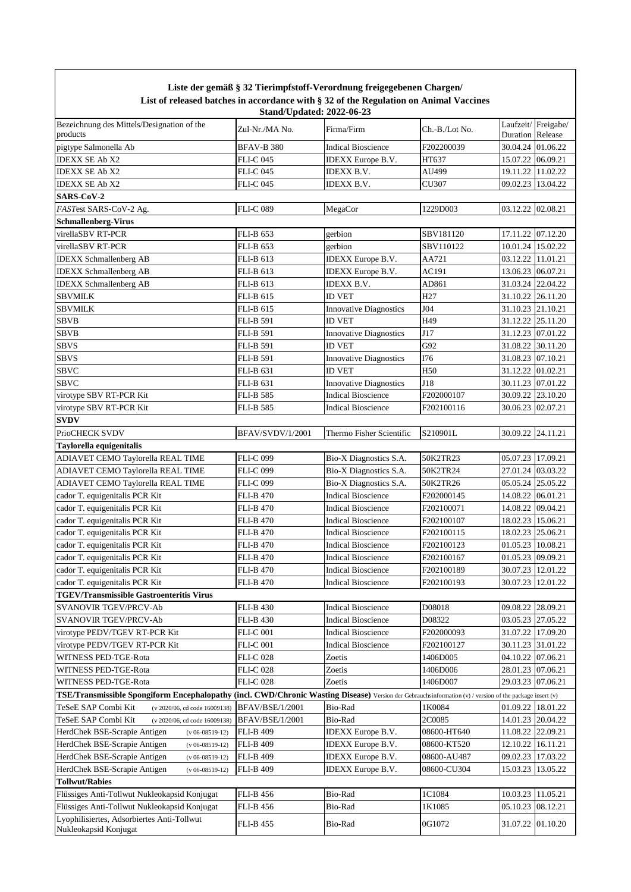**Liste der gemäß § 32 Tierimpfstoff-Verordnung freigegebenen Chargen/**
**List of released batches in accordance with § 32 of the Regulation on Animal Vaccines**
**Stand/Updated: 2022-06-23**

| Bezeichnung des Mittels/Designation of the products | Zul-Nr./MA No. | Firma/Firm | Ch.-B./Lot No. | Laufzeit/ Duration | Freigabe/ Release |
|---|---|---|---|---|---|
| pigtype Salmonella Ab | BFAV-B 380 | Indical Bioscience | F202200039 | 30.04.24 | 01.06.22 |
| IDEXX SE Ab X2 | FLI-C 045 | IDEXX Europe B.V. | HT637 | 15.07.22 | 06.09.21 |
| IDEXX SE Ab X2 | FLI-C 045 | IDEXX B.V. | AU499 | 19.11.22 | 11.02.22 |
| IDEXX SE Ab X2 | FLI-C 045 | IDEXX B.V. | CU307 | 09.02.23 | 13.04.22 |
| **SARS-CoV-2** | | | | | |
| *FAST*est SARS-CoV-2 Ag. | FLI-C 089 | MegaCor | 1229D003 | 03.12.22 | 02.08.21 |
| **Schmallenberg-Virus** | | | | | |
| virellaSBV RT-PCR | FLI-B 653 | gerbion | SBV181120 | 17.11.22 | 07.12.20 |
| virellaSBV RT-PCR | FLI-B 653 | gerbion | SBV110122 | 10.01.24 | 15.02.22 |
| IDEXX Schmallenberg AB | FLI-B 613 | IDEXX Europe B.V. | AA721 | 03.12.22 | 11.01.21 |
| IDEXX Schmallenberg AB | FLI-B 613 | IDEXX Europe B.V. | AC191 | 13.06.23 | 06.07.21 |
| IDEXX Schmallenberg AB | FLI-B 613 | IDEXX B.V. | AD861 | 31.03.24 | 22.04.22 |
| SBVMILK | FLI-B 615 | ID VET | H27 | 31.10.22 | 26.11.20 |
| SBVMILK | FLI-B 615 | Innovative Diagnostics | J04 | 31.10.23 | 21.10.21 |
| SBVB | FLI-B 591 | ID VET | H49 | 31.12.22 | 25.11.20 |
| SBVB | FLI-B 591 | Innovative Diagnostics | J17 | 31.12.23 | 07.01.22 |
| SBVS | FLI-B 591 | ID VET | G92 | 31.08.22 | 30.11.20 |
| SBVS | FLI-B 591 | Innovative Diagnostics | I76 | 31.08.23 | 07.10.21 |
| SBVC | FLI-B 631 | ID VET | H50 | 31.12.22 | 01.02.21 |
| SBVC | FLI-B 631 | Innovative Diagnostics | J18 | 30.11.23 | 07.01.22 |
| virotype SBV RT-PCR Kit | FLI-B 585 | Indical Bioscience | F202000107 | 30.09.22 | 23.10.20 |
| virotype SBV RT-PCR Kit | FLI-B 585 | Indical Bioscience | F202100116 | 30.06.23 | 02.07.21 |
| **SVDV** | | | | | |
| PrioCHECK SVDV | BFAV/SVDV/1/2001 | Thermo Fisher Scientific | S210901L | 30.09.22 | 24.11.21 |
| **Taylorella equigenitalis** | | | | | |
| ADIAVET CEMO Taylorella REAL TIME | FLI-C 099 | Bio-X Diagnostics S.A. | 50K2TR23 | 05.07.23 | 17.09.21 |
| ADIAVET CEMO Taylorella REAL TIME | FLI-C 099 | Bio-X Diagnostics S.A. | 50K2TR24 | 27.01.24 | 03.03.22 |
| ADIAVET CEMO Taylorella REAL TIME | FLI-C 099 | Bio-X Diagnostics S.A. | 50K2TR26 | 05.05.24 | 25.05.22 |
| cador T. equigenitalis PCR Kit | FLI-B 470 | Indical Bioscience | F202000145 | 14.08.22 | 06.01.21 |
| cador T. equigenitalis PCR Kit | FLI-B 470 | Indical Bioscience | F202100071 | 14.08.22 | 09.04.21 |
| cador T. equigenitalis PCR Kit | FLI-B 470 | Indical Bioscience | F202100107 | 18.02.23 | 15.06.21 |
| cador T. equigenitalis PCR Kit | FLI-B 470 | Indical Bioscience | F202100115 | 18.02.23 | 25.06.21 |
| cador T. equigenitalis PCR Kit | FLI-B 470 | Indical Bioscience | F202100123 | 01.05.23 | 10.08.21 |
| cador T. equigenitalis PCR Kit | FLI-B 470 | Indical Bioscience | F202100167 | 01.05.23 | 09.09.21 |
| cador T. equigenitalis PCR Kit | FLI-B 470 | Indical Bioscience | F202100189 | 30.07.23 | 12.01.22 |
| cador T. equigenitalis PCR Kit | FLI-B 470 | Indical Bioscience | F202100193 | 30.07.23 | 12.01.22 |
| **TGEV/Transmissible Gastroenteritis Virus** | | | | | |
| SVANOVIR TGEV/PRCV-Ab | FLI-B 430 | Indical Bioscience | D08018 | 09.08.22 | 28.09.21 |
| SVANOVIR TGEV/PRCV-Ab | FLI-B 430 | Indical Bioscience | D08322 | 03.05.23 | 27.05.22 |
| virotype PEDV/TGEV RT-PCR Kit | FLI-C 001 | Indical Bioscience | F202000093 | 31.07.22 | 17.09.20 |
| virotype PEDV/TGEV RT-PCR Kit | FLI-C 001 | Indical Bioscience | F202100127 | 30.11.23 | 31.01.22 |
| WITNESS PED-TGE-Rota | FLI-C 028 | Zoetis | 1406D005 | 04.10.22 | 07.06.21 |
| WITNESS PED-TGE-Rota | FLI-C 028 | Zoetis | 1406D006 | 28.01.23 | 07.06.21 |
| WITNESS PED-TGE-Rota | FLI-C 028 | Zoetis | 1406D007 | 29.03.23 | 07.06.21 |
| **TSE/Transmissible Spongiform Encephalopathy (incl. CWD/Chronic Wasting Disease)** Version der Gebrauchsinformation (v) / version of the package insert (v) | | | | | |
| TeSeE SAP Combi Kit (v 2020/06, cd code 16009138) | BFAV/BSE/1/2001 | Bio-Rad | 1K0084 | 01.09.22 | 18.01.22 |
| TeSeE SAP Combi Kit (v 2020/06, cd code 16009138) | BFAV/BSE/1/2001 | Bio-Rad | 2C0085 | 14.01.23 | 20.04.22 |
| HerdChek BSE-Scrapie Antigen (v 06-08519-12) | FLI-B 409 | IDEXX Europe B.V. | 08600-HT640 | 11.08.22 | 22.09.21 |
| HerdChek BSE-Scrapie Antigen (v 06-08519-12) | FLI-B 409 | IDEXX Europe B.V. | 08600-KT520 | 12.10.22 | 16.11.21 |
| HerdChek BSE-Scrapie Antigen (v 06-08519-12) | FLI-B 409 | IDEXX Europe B.V. | 08600-AU487 | 09.02.23 | 17.03.22 |
| HerdChek BSE-Scrapie Antigen (v 06-08519-12) | FLI-B 409 | IDEXX Europe B.V. | 08600-CU304 | 15.03.23 | 13.05.22 |
| **Tollwut/Rabies** | | | | | |
| Flüssiges Anti-Tollwut Nukleokapsid Konjugat | FLI-B 456 | Bio-Rad | 1C1084 | 10.03.23 | 11.05.21 |
| Flüssiges Anti-Tollwut Nukleokapsid Konjugat | FLI-B 456 | Bio-Rad | 1K1085 | 05.10.23 | 08.12.21 |
| Lyophilisiertes, Adsorbiertes Anti-Tollwut Nukleokapsid Konjugat | FLI-B 455 | Bio-Rad | 0G1072 | 31.07.22 | 01.10.20 |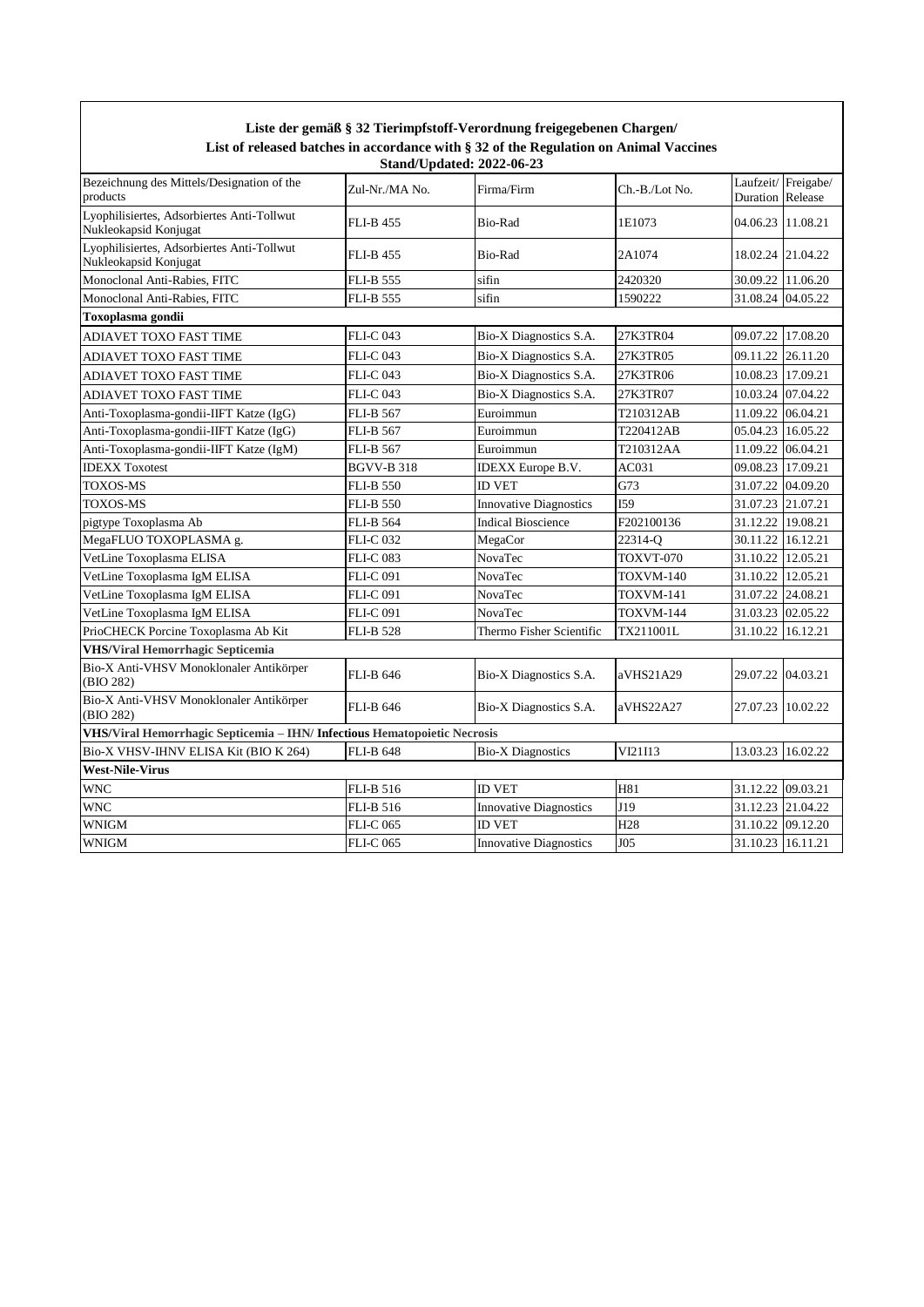**Liste der gemäß § 32 Tierimpfstoff-Verordnung freigegebenen Chargen/**
**List of released batches in accordance with § 32 of the Regulation on Animal Vaccines**
**Stand/Updated: 2022-06-23**

| Bezeichnung des Mittels/Designation of the products | Zul-Nr./MA No. | Firma/Firm | Ch.-B./Lot No. | Laufzeit/ Duration | Freigabe/ Release |
|---|---|---|---|---|---|
| Lyophilisiertes, Adsorbiertes Anti-Tollwut Nukleokapsid Konjugat | FLI-B 455 | Bio-Rad | 1E1073 | 04.06.23 | 11.08.21 |
| Lyophilisiertes, Adsorbiertes Anti-Tollwut Nukleokapsid Konjugat | FLI-B 455 | Bio-Rad | 2A1074 | 18.02.24 | 21.04.22 |
| Monoclonal Anti-Rabies, FITC | FLI-B 555 | sifin | 2420320 | 30.09.22 | 11.06.20 |
| Monoclonal Anti-Rabies, FITC | FLI-B 555 | sifin | 1590222 | 31.08.24 | 04.05.22 |
| **Toxoplasma gondii** | | | | | |
| ADIAVET TOXO FAST TIME | FLI-C 043 | Bio-X Diagnostics S.A. | 27K3TR04 | 09.07.22 | 17.08.20 |
| ADIAVET TOXO FAST TIME | FLI-C 043 | Bio-X Diagnostics S.A. | 27K3TR05 | 09.11.22 | 26.11.20 |
| ADIAVET TOXO FAST TIME | FLI-C 043 | Bio-X Diagnostics S.A. | 27K3TR06 | 10.08.23 | 17.09.21 |
| ADIAVET TOXO FAST TIME | FLI-C 043 | Bio-X Diagnostics S.A. | 27K3TR07 | 10.03.24 | 07.04.22 |
| Anti-Toxoplasma-gondii-IIFT Katze (IgG) | FLI-B 567 | Euroimmun | T210312AB | 11.09.22 | 06.04.21 |
| Anti-Toxoplasma-gondii-IIFT Katze (IgG) | FLI-B 567 | Euroimmun | T220412AB | 05.04.23 | 16.05.22 |
| Anti-Toxoplasma-gondii-IIFT Katze (IgM) | FLI-B 567 | Euroimmun | T210312AA | 11.09.22 | 06.04.21 |
| IDEXX Toxotest | BGVV-B 318 | IDEXX Europe B.V. | AC031 | 09.08.23 | 17.09.21 |
| TOXOS-MS | FLI-B 550 | ID VET | G73 | 31.07.22 | 04.09.20 |
| TOXOS-MS | FLI-B 550 | Innovative Diagnostics | I59 | 31.07.23 | 21.07.21 |
| pigtype Toxoplasma Ab | FLI-B 564 | Indical Bioscience | F202100136 | 31.12.22 | 19.08.21 |
| MegaFLUO TOXOPLASMA g. | FLI-C 032 | MegaCor | 22314-Q | 30.11.22 | 16.12.21 |
| VetLine Toxoplasma ELISA | FLI-C 083 | NovaTec | TOXVT-070 | 31.10.22 | 12.05.21 |
| VetLine Toxoplasma IgM ELISA | FLI-C 091 | NovaTec | TOXVM-140 | 31.10.22 | 12.05.21 |
| VetLine Toxoplasma IgM ELISA | FLI-C 091 | NovaTec | TOXVM-141 | 31.07.22 | 24.08.21 |
| VetLine Toxoplasma IgM ELISA | FLI-C 091 | NovaTec | TOXVM-144 | 31.03.23 | 02.05.22 |
| PrioCHECK Porcine Toxoplasma Ab Kit | FLI-B 528 | Thermo Fisher Scientific | TX211001L | 31.10.22 | 16.12.21 |
| **VHS/Viral Hemorrhagic Septicemia** | | | | | |
| Bio-X Anti-VHSV Monoklonaler Antikörper (BIO 282) | FLI-B 646 | Bio-X Diagnostics S.A. | aVHS21A29 | 29.07.22 | 04.03.21 |
| Bio-X Anti-VHSV Monoklonaler Antikörper (BIO 282) | FLI-B 646 | Bio-X Diagnostics S.A. | aVHS22A27 | 27.07.23 | 10.02.22 |
| **VHS/Viral Hemorrhagic Septicemia – IHN/ Infectious Hematopoietic Necrosis** | | | | | |
| Bio-X VHSV-IHNV ELISA Kit (BIO K 264) | FLI-B 648 | Bio-X Diagnostics | VI21I13 | 13.03.23 | 16.02.22 |
| **West-Nile-Virus** | | | | | |
| WNC | FLI-B 516 | ID VET | H81 | 31.12.22 | 09.03.21 |
| WNC | FLI-B 516 | Innovative Diagnostics | J19 | 31.12.23 | 21.04.22 |
| WNIGM | FLI-C 065 | ID VET | H28 | 31.10.22 | 09.12.20 |
| WNIGM | FLI-C 065 | Innovative Diagnostics | J05 | 31.10.23 | 16.11.21 |